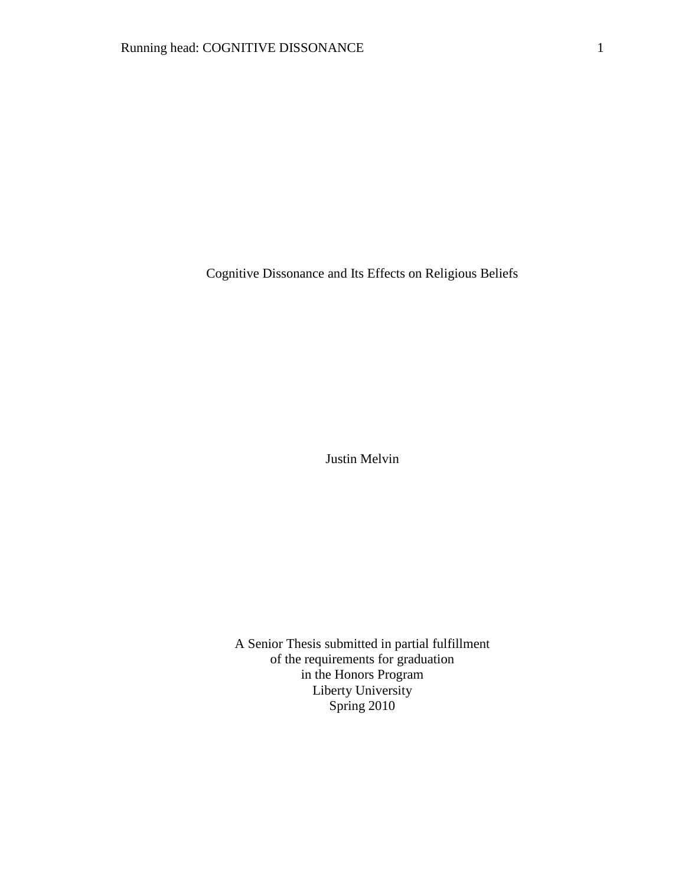# Cognitive Dissonance and Its Effects on Religious Beliefs

Justin Melvin

A Senior Thesis submitted in partial fulfillment
of the requirements for graduation
in the Honors Program
Liberty University
Spring 2010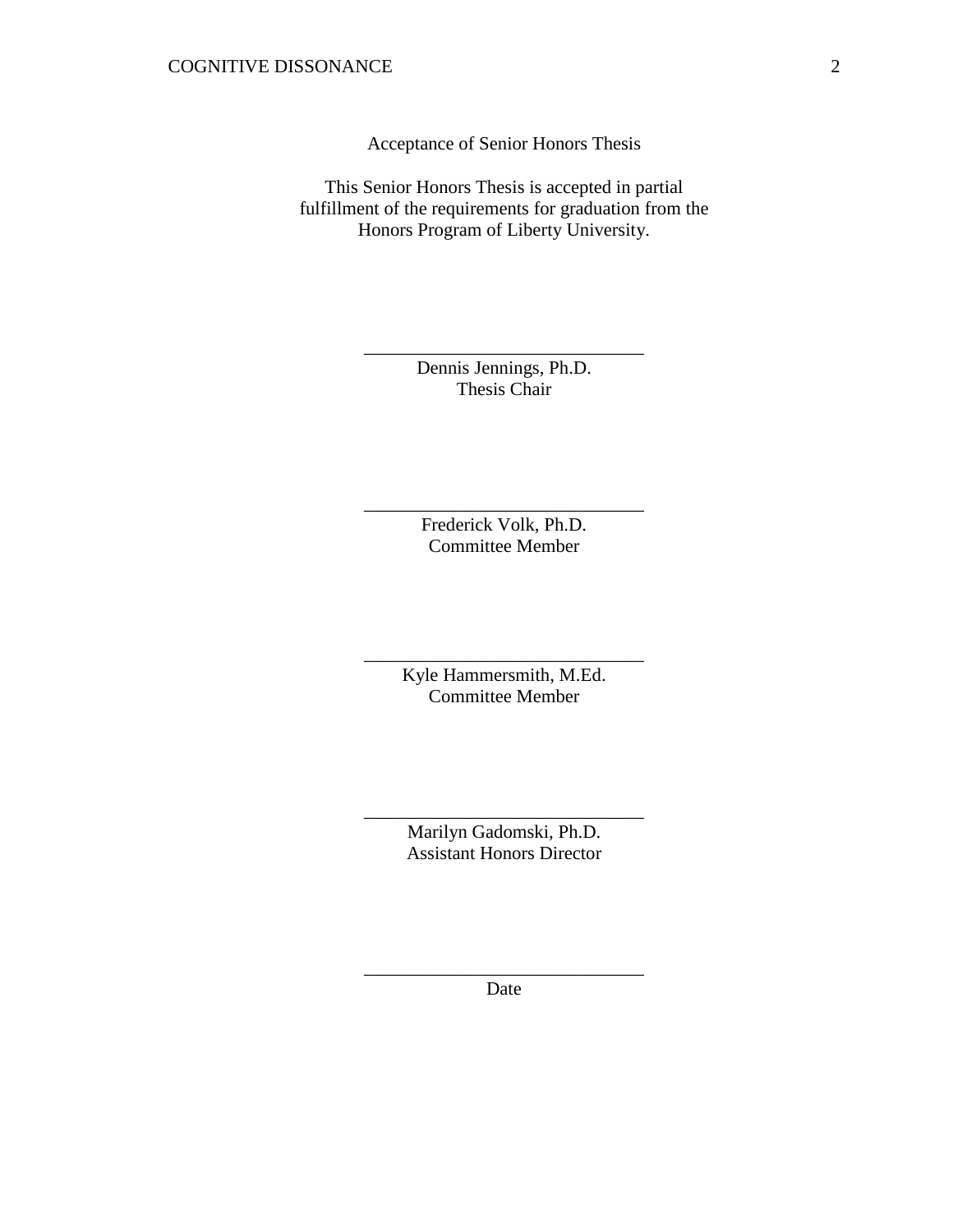Acceptance of Senior Honors Thesis

This Senior Honors Thesis is accepted in partial fulfillment of the requirements for graduation from the Honors Program of Liberty University.

______________________________
Dennis Jennings, Ph.D.
Thesis Chair

______________________________
Frederick Volk, Ph.D.
Committee Member

______________________________
Kyle Hammersmith, M.Ed.
Committee Member

______________________________
Marilyn Gadomski, Ph.D.
Assistant Honors Director

______________________________
Date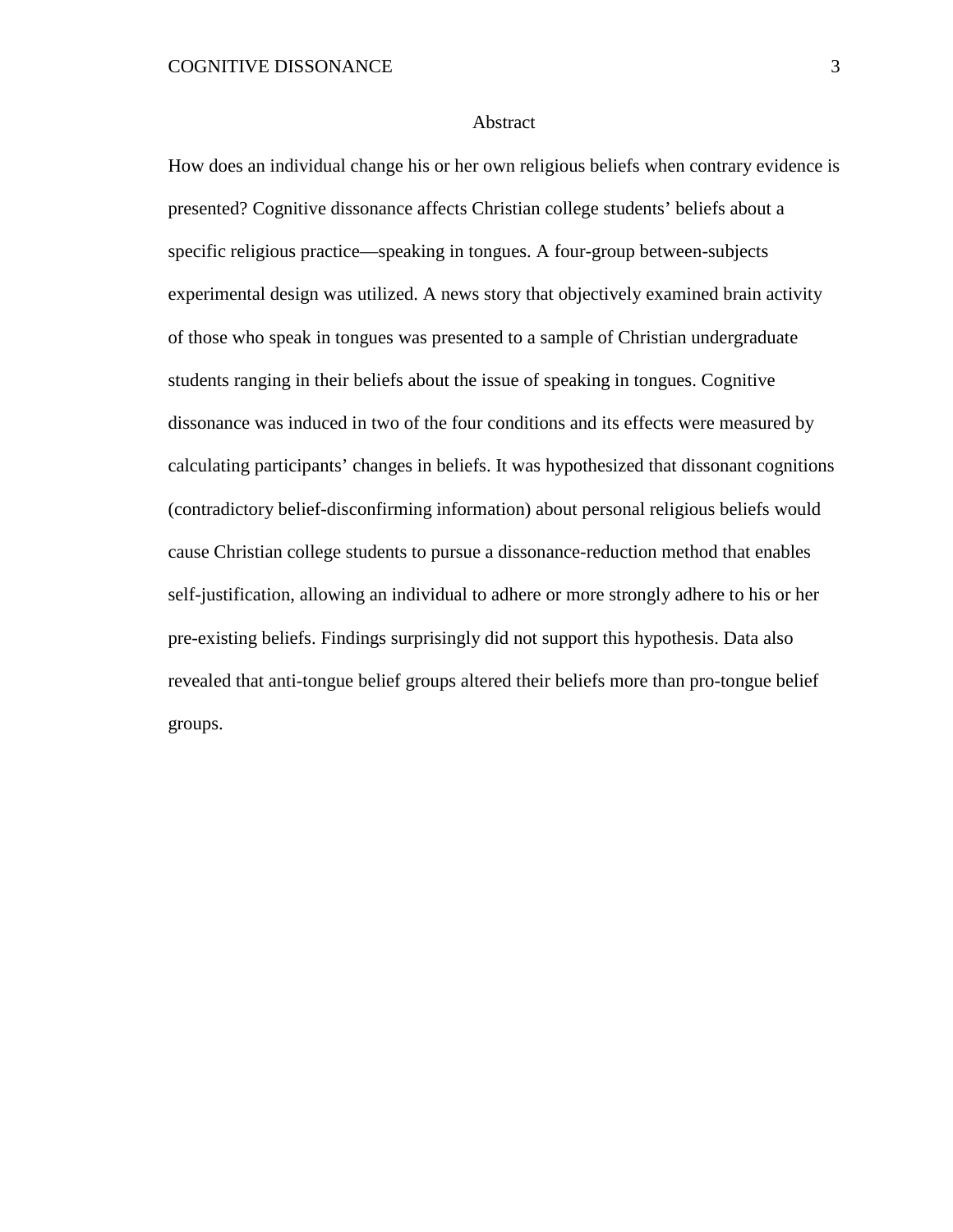# Abstract

How does an individual change his or her own religious beliefs when contrary evidence is presented? Cognitive dissonance affects Christian college students' beliefs about a specific religious practice—speaking in tongues. A four-group between-subjects experimental design was utilized. A news story that objectively examined brain activity of those who speak in tongues was presented to a sample of Christian undergraduate students ranging in their beliefs about the issue of speaking in tongues. Cognitive dissonance was induced in two of the four conditions and its effects were measured by calculating participants' changes in beliefs. It was hypothesized that dissonant cognitions (contradictory belief-disconfirming information) about personal religious beliefs would cause Christian college students to pursue a dissonance-reduction method that enables self-justification, allowing an individual to adhere or more strongly adhere to his or her pre-existing beliefs. Findings surprisingly did not support this hypothesis. Data also revealed that anti-tongue belief groups altered their beliefs more than pro-tongue belief groups.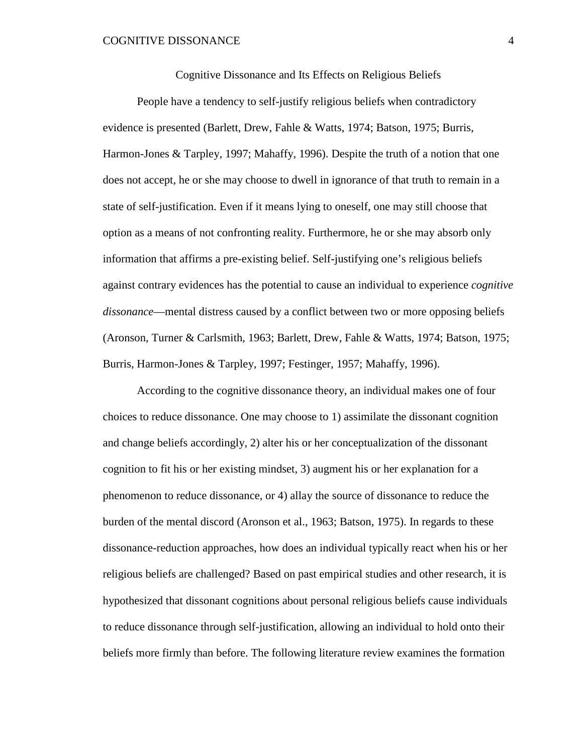# Cognitive Dissonance and Its Effects on Religious Beliefs

People have a tendency to self-justify religious beliefs when contradictory evidence is presented (Barlett, Drew, Fahle & Watts, 1974; Batson, 1975; Burris, Harmon-Jones & Tarpley, 1997; Mahaffy, 1996). Despite the truth of a notion that one does not accept, he or she may choose to dwell in ignorance of that truth to remain in a state of self-justification. Even if it means lying to oneself, one may still choose that option as a means of not confronting reality. Furthermore, he or she may absorb only information that affirms a pre-existing belief. Self-justifying one's religious beliefs against contrary evidences has the potential to cause an individual to experience *cognitive dissonance*—mental distress caused by a conflict between two or more opposing beliefs (Aronson, Turner & Carlsmith, 1963; Barlett, Drew, Fahle & Watts, 1974; Batson, 1975; Burris, Harmon-Jones & Tarpley, 1997; Festinger, 1957; Mahaffy, 1996).

According to the cognitive dissonance theory, an individual makes one of four choices to reduce dissonance. One may choose to 1) assimilate the dissonant cognition and change beliefs accordingly, 2) alter his or her conceptualization of the dissonant cognition to fit his or her existing mindset, 3) augment his or her explanation for a phenomenon to reduce dissonance, or 4) allay the source of dissonance to reduce the burden of the mental discord (Aronson et al., 1963; Batson, 1975). In regards to these dissonance-reduction approaches, how does an individual typically react when his or her religious beliefs are challenged? Based on past empirical studies and other research, it is hypothesized that dissonant cognitions about personal religious beliefs cause individuals to reduce dissonance through self-justification, allowing an individual to hold onto their beliefs more firmly than before. The following literature review examines the formation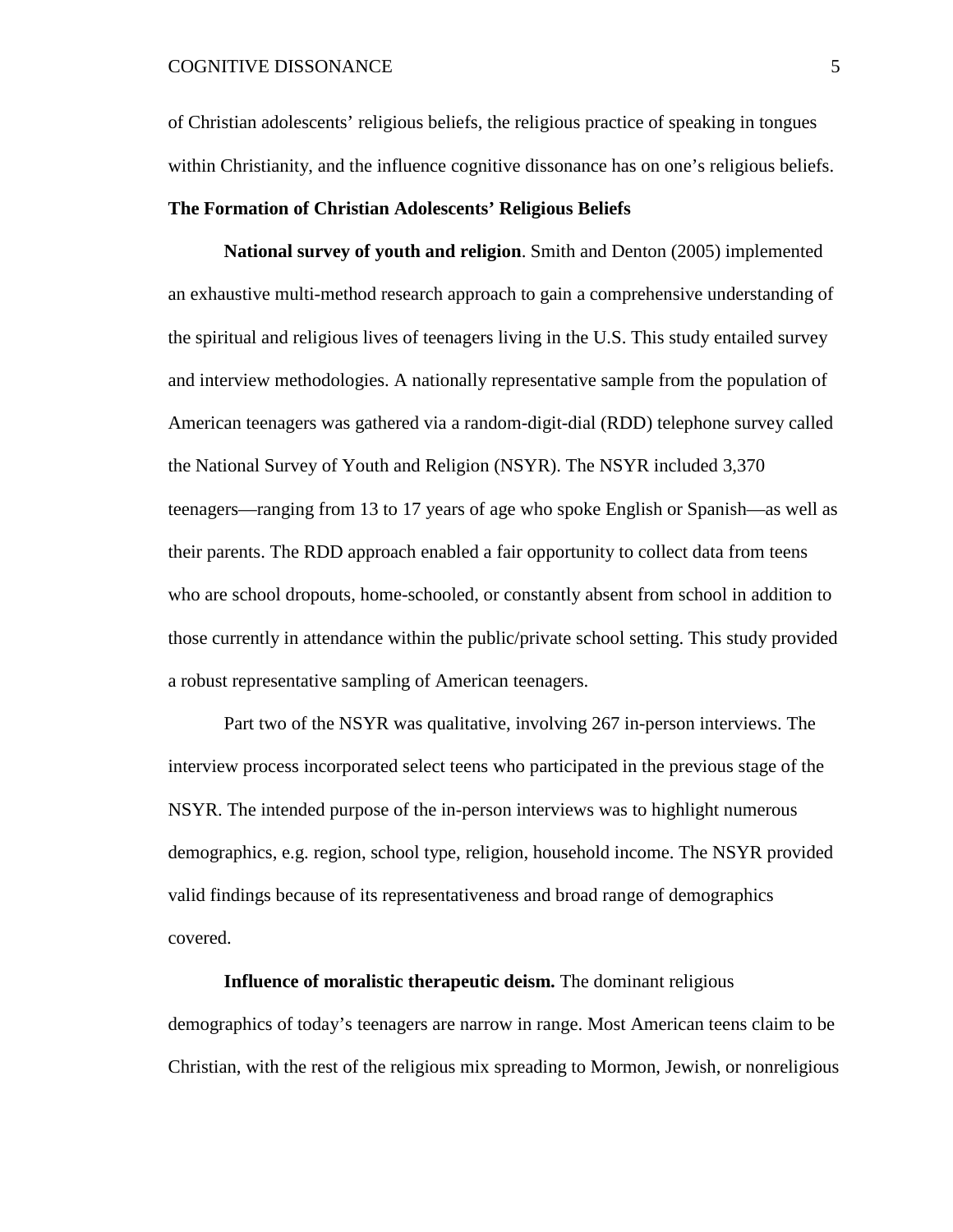of Christian adolescents' religious beliefs, the religious practice of speaking in tongues within Christianity, and the influence cognitive dissonance has on one's religious beliefs.

## The Formation of Christian Adolescents' Religious Beliefs

**National survey of youth and religion**. Smith and Denton (2005) implemented an exhaustive multi-method research approach to gain a comprehensive understanding of the spiritual and religious lives of teenagers living in the U.S. This study entailed survey and interview methodologies. A nationally representative sample from the population of American teenagers was gathered via a random-digit-dial (RDD) telephone survey called the National Survey of Youth and Religion (NSYR). The NSYR included 3,370 teenagers—ranging from 13 to 17 years of age who spoke English or Spanish—as well as their parents. The RDD approach enabled a fair opportunity to collect data from teens who are school dropouts, home-schooled, or constantly absent from school in addition to those currently in attendance within the public/private school setting. This study provided a robust representative sampling of American teenagers.

Part two of the NSYR was qualitative, involving 267 in-person interviews. The interview process incorporated select teens who participated in the previous stage of the NSYR. The intended purpose of the in-person interviews was to highlight numerous demographics, e.g. region, school type, religion, household income. The NSYR provided valid findings because of its representativeness and broad range of demographics covered.

**Influence of moralistic therapeutic deism.** The dominant religious demographics of today's teenagers are narrow in range. Most American teens claim to be Christian, with the rest of the religious mix spreading to Mormon, Jewish, or nonreligious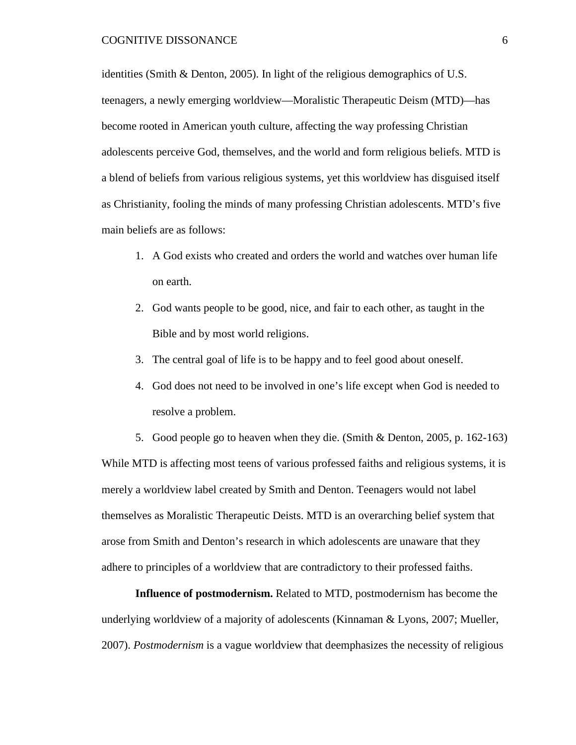identities (Smith & Denton, 2005). In light of the religious demographics of U.S. teenagers, a newly emerging worldview—Moralistic Therapeutic Deism (MTD)—has become rooted in American youth culture, affecting the way professing Christian adolescents perceive God, themselves, and the world and form religious beliefs. MTD is a blend of beliefs from various religious systems, yet this worldview has disguised itself as Christianity, fooling the minds of many professing Christian adolescents. MTD's five main beliefs are as follows:

1. A God exists who created and orders the world and watches over human life on earth.
2. God wants people to be good, nice, and fair to each other, as taught in the Bible and by most world religions.
3. The central goal of life is to be happy and to feel good about oneself.
4. God does not need to be involved in one's life except when God is needed to resolve a problem.
5. Good people go to heaven when they die. (Smith & Denton, 2005, p. 162-163)

While MTD is affecting most teens of various professed faiths and religious systems, it is merely a worldview label created by Smith and Denton. Teenagers would not label themselves as Moralistic Therapeutic Deists. MTD is an overarching belief system that arose from Smith and Denton's research in which adolescents are unaware that they adhere to principles of a worldview that are contradictory to their professed faiths.

**Influence of postmodernism.** Related to MTD, postmodernism has become the underlying worldview of a majority of adolescents (Kinnaman & Lyons, 2007; Mueller, 2007). *Postmodernism* is a vague worldview that deemphasizes the necessity of religious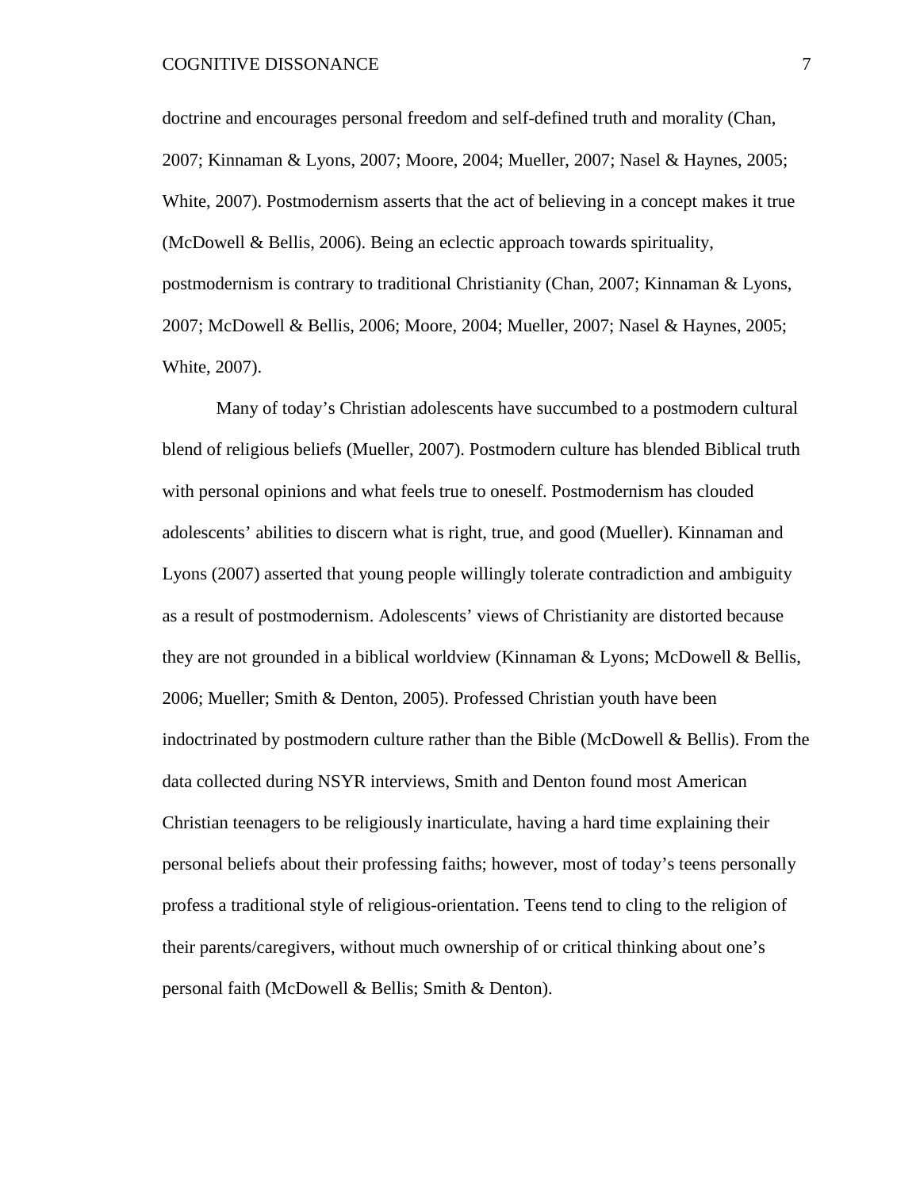doctrine and encourages personal freedom and self-defined truth and morality (Chan, 2007; Kinnaman & Lyons, 2007; Moore, 2004; Mueller, 2007; Nasel & Haynes, 2005; White, 2007). Postmodernism asserts that the act of believing in a concept makes it true (McDowell & Bellis, 2006). Being an eclectic approach towards spirituality, postmodernism is contrary to traditional Christianity (Chan, 2007; Kinnaman & Lyons, 2007; McDowell & Bellis, 2006; Moore, 2004; Mueller, 2007; Nasel & Haynes, 2005; White, 2007).

Many of today's Christian adolescents have succumbed to a postmodern cultural blend of religious beliefs (Mueller, 2007). Postmodern culture has blended Biblical truth with personal opinions and what feels true to oneself. Postmodernism has clouded adolescents' abilities to discern what is right, true, and good (Mueller). Kinnaman and Lyons (2007) asserted that young people willingly tolerate contradiction and ambiguity as a result of postmodernism. Adolescents' views of Christianity are distorted because they are not grounded in a biblical worldview (Kinnaman & Lyons; McDowell & Bellis, 2006; Mueller; Smith & Denton, 2005). Professed Christian youth have been indoctrinated by postmodern culture rather than the Bible (McDowell & Bellis). From the data collected during NSYR interviews, Smith and Denton found most American Christian teenagers to be religiously inarticulate, having a hard time explaining their personal beliefs about their professing faiths; however, most of today's teens personally profess a traditional style of religious-orientation. Teens tend to cling to the religion of their parents/caregivers, without much ownership of or critical thinking about one's personal faith (McDowell & Bellis; Smith & Denton).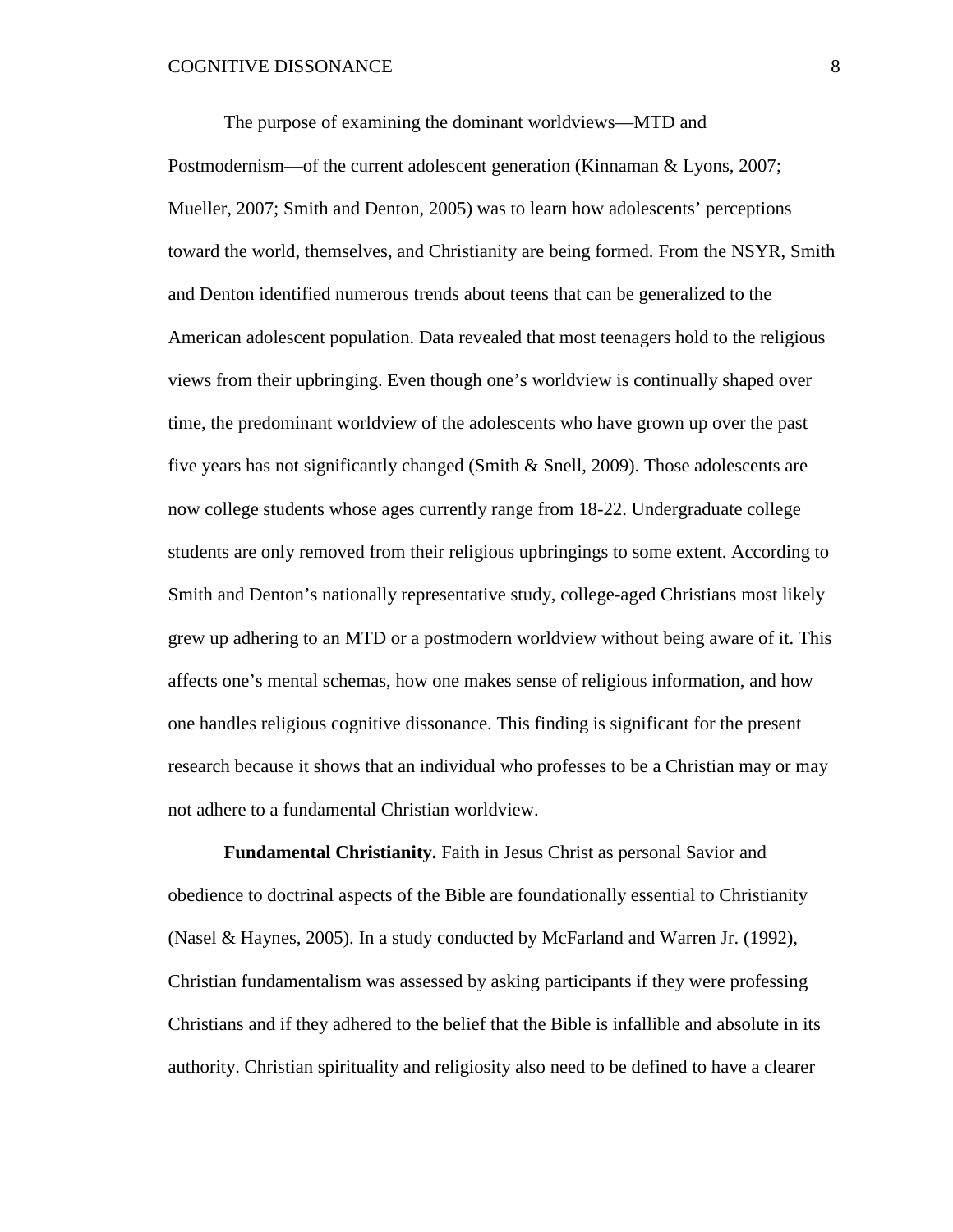The purpose of examining the dominant worldviews—MTD and Postmodernism—of the current adolescent generation (Kinnaman & Lyons, 2007; Mueller, 2007; Smith and Denton, 2005) was to learn how adolescents' perceptions toward the world, themselves, and Christianity are being formed. From the NSYR, Smith and Denton identified numerous trends about teens that can be generalized to the American adolescent population. Data revealed that most teenagers hold to the religious views from their upbringing. Even though one's worldview is continually shaped over time, the predominant worldview of the adolescents who have grown up over the past five years has not significantly changed (Smith & Snell, 2009). Those adolescents are now college students whose ages currently range from 18-22. Undergraduate college students are only removed from their religious upbringings to some extent. According to Smith and Denton's nationally representative study, college-aged Christians most likely grew up adhering to an MTD or a postmodern worldview without being aware of it. This affects one's mental schemas, how one makes sense of religious information, and how one handles religious cognitive dissonance. This finding is significant for the present research because it shows that an individual who professes to be a Christian may or may not adhere to a fundamental Christian worldview.

**Fundamental Christianity.** Faith in Jesus Christ as personal Savior and obedience to doctrinal aspects of the Bible are foundationally essential to Christianity (Nasel & Haynes, 2005). In a study conducted by McFarland and Warren Jr. (1992), Christian fundamentalism was assessed by asking participants if they were professing Christians and if they adhered to the belief that the Bible is infallible and absolute in its authority. Christian spirituality and religiosity also need to be defined to have a clearer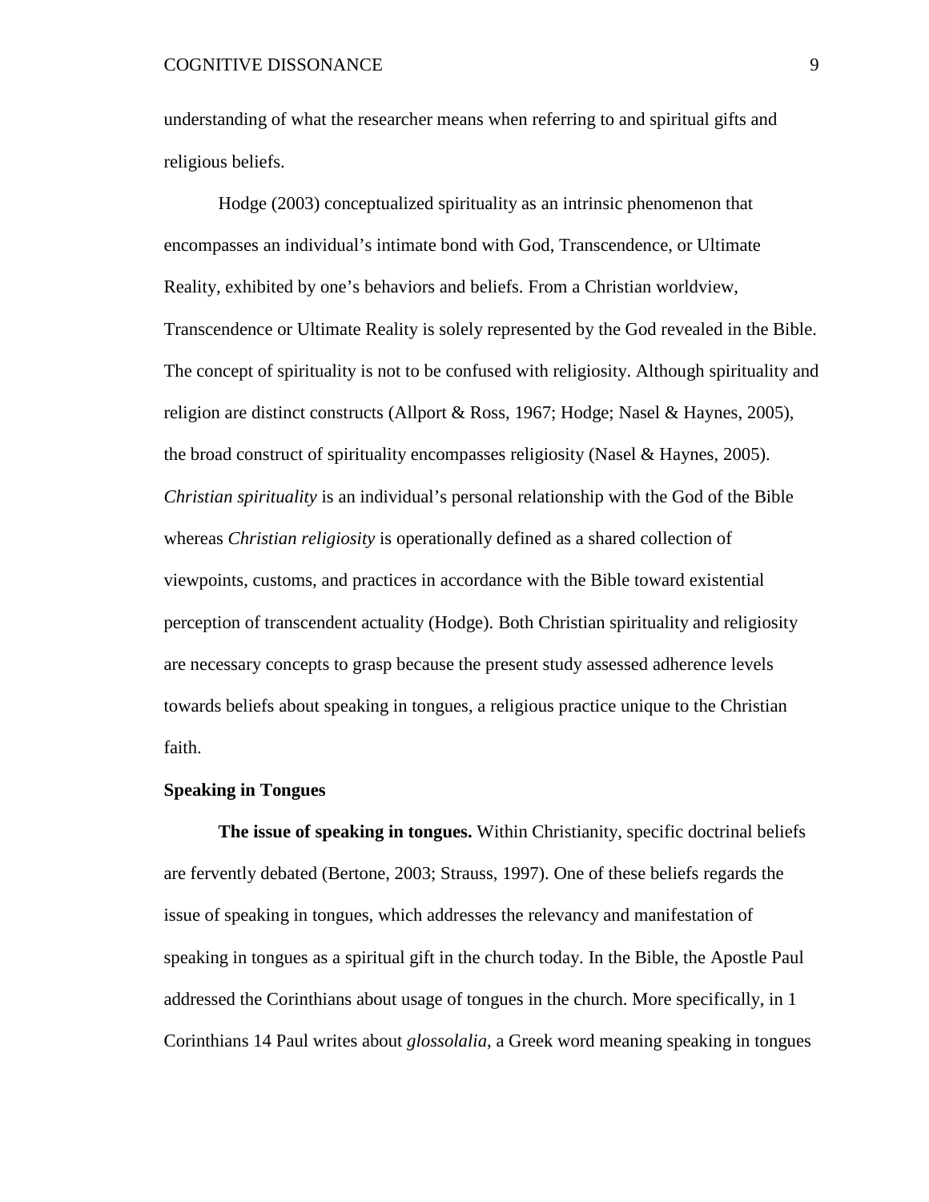understanding of what the researcher means when referring to and spiritual gifts and religious beliefs.

Hodge (2003) conceptualized spirituality as an intrinsic phenomenon that encompasses an individual's intimate bond with God, Transcendence, or Ultimate Reality, exhibited by one's behaviors and beliefs. From a Christian worldview, Transcendence or Ultimate Reality is solely represented by the God revealed in the Bible. The concept of spirituality is not to be confused with religiosity. Although spirituality and religion are distinct constructs (Allport & Ross, 1967; Hodge; Nasel & Haynes, 2005), the broad construct of spirituality encompasses religiosity (Nasel & Haynes, 2005). *Christian spirituality* is an individual's personal relationship with the God of the Bible whereas *Christian religiosity* is operationally defined as a shared collection of viewpoints, customs, and practices in accordance with the Bible toward existential perception of transcendent actuality (Hodge). Both Christian spirituality and religiosity are necessary concepts to grasp because the present study assessed adherence levels towards beliefs about speaking in tongues, a religious practice unique to the Christian faith.

## Speaking in Tongues

**The issue of speaking in tongues.** Within Christianity, specific doctrinal beliefs are fervently debated (Bertone, 2003; Strauss, 1997). One of these beliefs regards the issue of speaking in tongues, which addresses the relevancy and manifestation of speaking in tongues as a spiritual gift in the church today. In the Bible, the Apostle Paul addressed the Corinthians about usage of tongues in the church. More specifically, in 1 Corinthians 14 Paul writes about *glossolalia*, a Greek word meaning speaking in tongues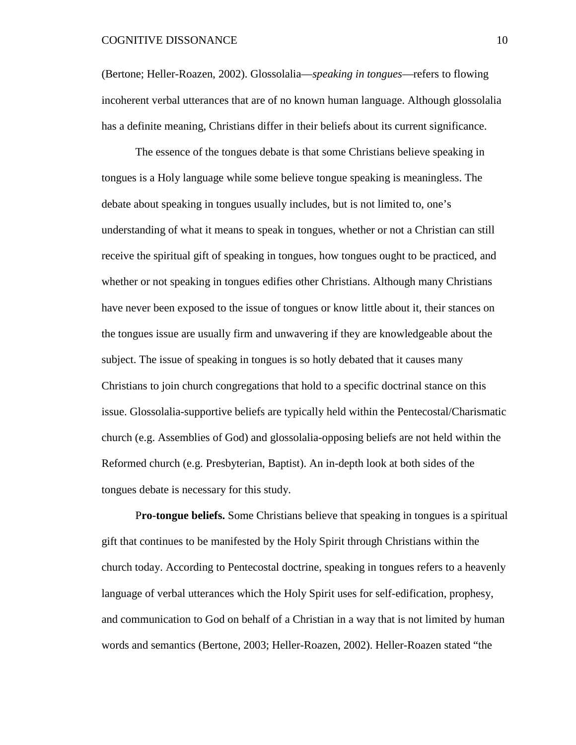(Bertone; Heller-Roazen, 2002). Glossolalia—*speaking in tongues*—refers to flowing incoherent verbal utterances that are of no known human language. Although glossolalia has a definite meaning, Christians differ in their beliefs about its current significance.

The essence of the tongues debate is that some Christians believe speaking in tongues is a Holy language while some believe tongue speaking is meaningless. The debate about speaking in tongues usually includes, but is not limited to, one's understanding of what it means to speak in tongues, whether or not a Christian can still receive the spiritual gift of speaking in tongues, how tongues ought to be practiced, and whether or not speaking in tongues edifies other Christians. Although many Christians have never been exposed to the issue of tongues or know little about it, their stances on the tongues issue are usually firm and unwavering if they are knowledgeable about the subject. The issue of speaking in tongues is so hotly debated that it causes many Christians to join church congregations that hold to a specific doctrinal stance on this issue. Glossolalia-supportive beliefs are typically held within the Pentecostal/Charismatic church (e.g. Assemblies of God) and glossolalia-opposing beliefs are not held within the Reformed church (e.g. Presbyterian, Baptist). An in-depth look at both sides of the tongues debate is necessary for this study.

P**ro-tongue beliefs.** Some Christians believe that speaking in tongues is a spiritual gift that continues to be manifested by the Holy Spirit through Christians within the church today. According to Pentecostal doctrine, speaking in tongues refers to a heavenly language of verbal utterances which the Holy Spirit uses for self-edification, prophesy, and communication to God on behalf of a Christian in a way that is not limited by human words and semantics (Bertone, 2003; Heller-Roazen, 2002). Heller-Roazen stated "the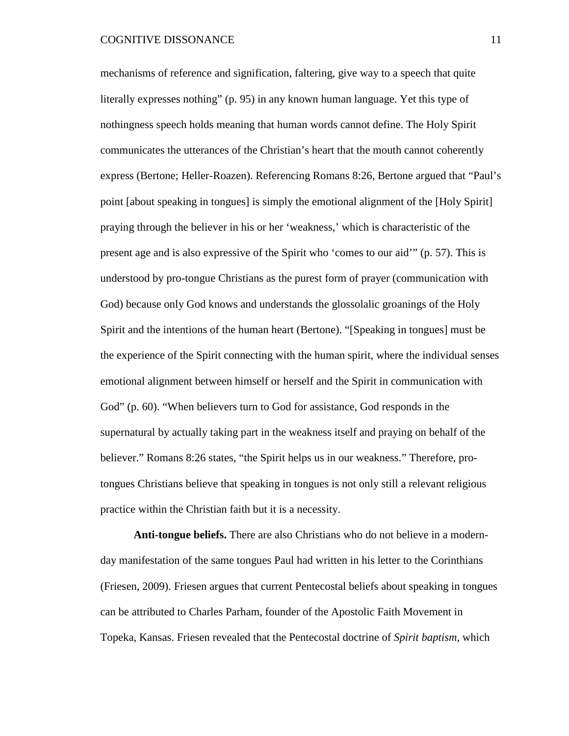mechanisms of reference and signification, faltering, give way to a speech that quite literally expresses nothing" (p. 95) in any known human language. Yet this type of nothingness speech holds meaning that human words cannot define. The Holy Spirit communicates the utterances of the Christian's heart that the mouth cannot coherently express (Bertone; Heller-Roazen). Referencing Romans 8:26, Bertone argued that "Paul's point [about speaking in tongues] is simply the emotional alignment of the [Holy Spirit] praying through the believer in his or her 'weakness,' which is characteristic of the present age and is also expressive of the Spirit who 'comes to our aid'" (p. 57). This is understood by pro-tongue Christians as the purest form of prayer (communication with God) because only God knows and understands the glossolalic groanings of the Holy Spirit and the intentions of the human heart (Bertone). "[Speaking in tongues] must be the experience of the Spirit connecting with the human spirit, where the individual senses emotional alignment between himself or herself and the Spirit in communication with God" (p. 60). "When believers turn to God for assistance, God responds in the supernatural by actually taking part in the weakness itself and praying on behalf of the believer." Romans 8:26 states, "the Spirit helps us in our weakness." Therefore, pro-tongues Christians believe that speaking in tongues is not only still a relevant religious practice within the Christian faith but it is a necessity.

**Anti-tongue beliefs.** There are also Christians who do not believe in a modern-day manifestation of the same tongues Paul had written in his letter to the Corinthians (Friesen, 2009). Friesen argues that current Pentecostal beliefs about speaking in tongues can be attributed to Charles Parham, founder of the Apostolic Faith Movement in Topeka, Kansas. Friesen revealed that the Pentecostal doctrine of *Spirit baptism*, which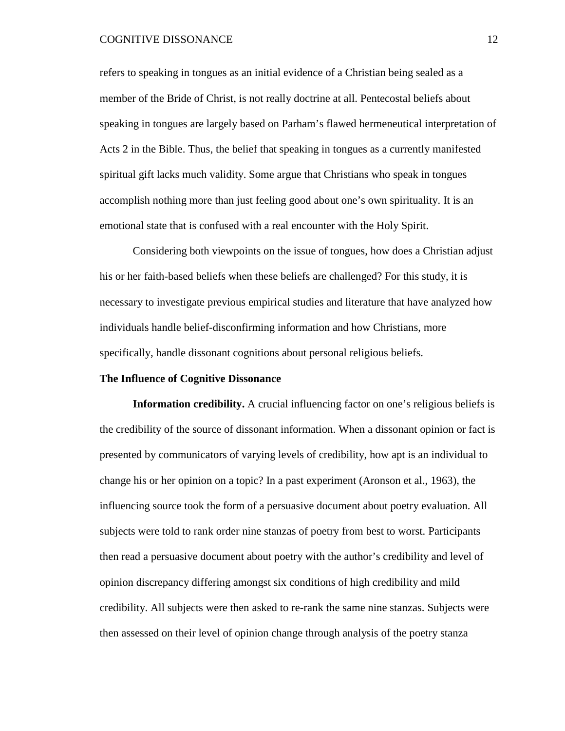refers to speaking in tongues as an initial evidence of a Christian being sealed as a member of the Bride of Christ, is not really doctrine at all. Pentecostal beliefs about speaking in tongues are largely based on Parham's flawed hermeneutical interpretation of Acts 2 in the Bible. Thus, the belief that speaking in tongues as a currently manifested spiritual gift lacks much validity. Some argue that Christians who speak in tongues accomplish nothing more than just feeling good about one's own spirituality. It is an emotional state that is confused with a real encounter with the Holy Spirit.

Considering both viewpoints on the issue of tongues, how does a Christian adjust his or her faith-based beliefs when these beliefs are challenged? For this study, it is necessary to investigate previous empirical studies and literature that have analyzed how individuals handle belief-disconfirming information and how Christians, more specifically, handle dissonant cognitions about personal religious beliefs.

## The Influence of Cognitive Dissonance

**Information credibility.** A crucial influencing factor on one's religious beliefs is the credibility of the source of dissonant information. When a dissonant opinion or fact is presented by communicators of varying levels of credibility, how apt is an individual to change his or her opinion on a topic? In a past experiment (Aronson et al., 1963), the influencing source took the form of a persuasive document about poetry evaluation. All subjects were told to rank order nine stanzas of poetry from best to worst. Participants then read a persuasive document about poetry with the author's credibility and level of opinion discrepancy differing amongst six conditions of high credibility and mild credibility. All subjects were then asked to re-rank the same nine stanzas. Subjects were then assessed on their level of opinion change through analysis of the poetry stanza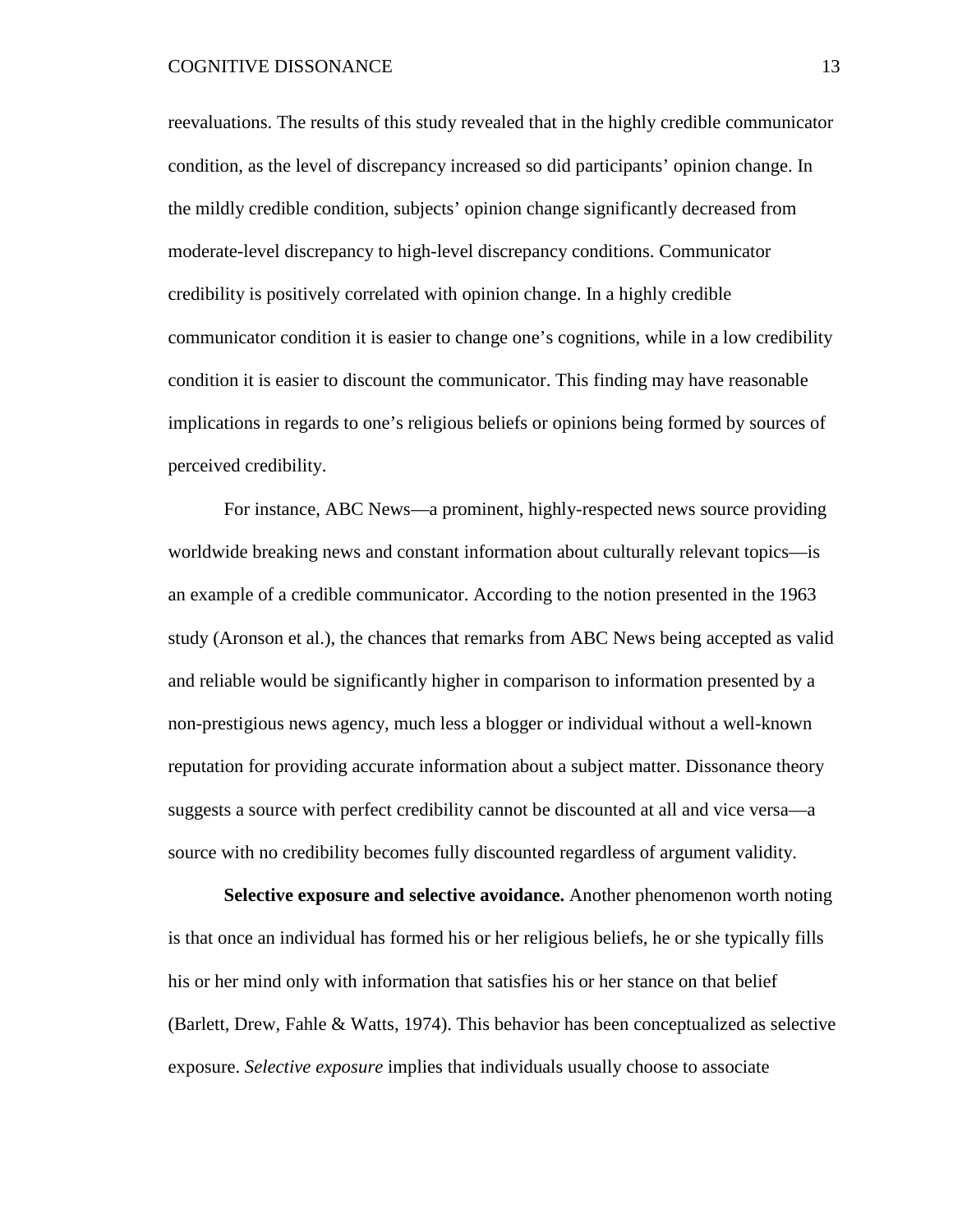reevaluations. The results of this study revealed that in the highly credible communicator condition, as the level of discrepancy increased so did participants' opinion change. In the mildly credible condition, subjects' opinion change significantly decreased from moderate-level discrepancy to high-level discrepancy conditions. Communicator credibility is positively correlated with opinion change. In a highly credible communicator condition it is easier to change one's cognitions, while in a low credibility condition it is easier to discount the communicator. This finding may have reasonable implications in regards to one's religious beliefs or opinions being formed by sources of perceived credibility.

For instance, ABC News—a prominent, highly-respected news source providing worldwide breaking news and constant information about culturally relevant topics—is an example of a credible communicator. According to the notion presented in the 1963 study (Aronson et al.), the chances that remarks from ABC News being accepted as valid and reliable would be significantly higher in comparison to information presented by a non-prestigious news agency, much less a blogger or individual without a well-known reputation for providing accurate information about a subject matter. Dissonance theory suggests a source with perfect credibility cannot be discounted at all and vice versa—a source with no credibility becomes fully discounted regardless of argument validity.

**Selective exposure and selective avoidance.** Another phenomenon worth noting is that once an individual has formed his or her religious beliefs, he or she typically fills his or her mind only with information that satisfies his or her stance on that belief (Barlett, Drew, Fahle & Watts, 1974). This behavior has been conceptualized as selective exposure. *Selective exposure* implies that individuals usually choose to associate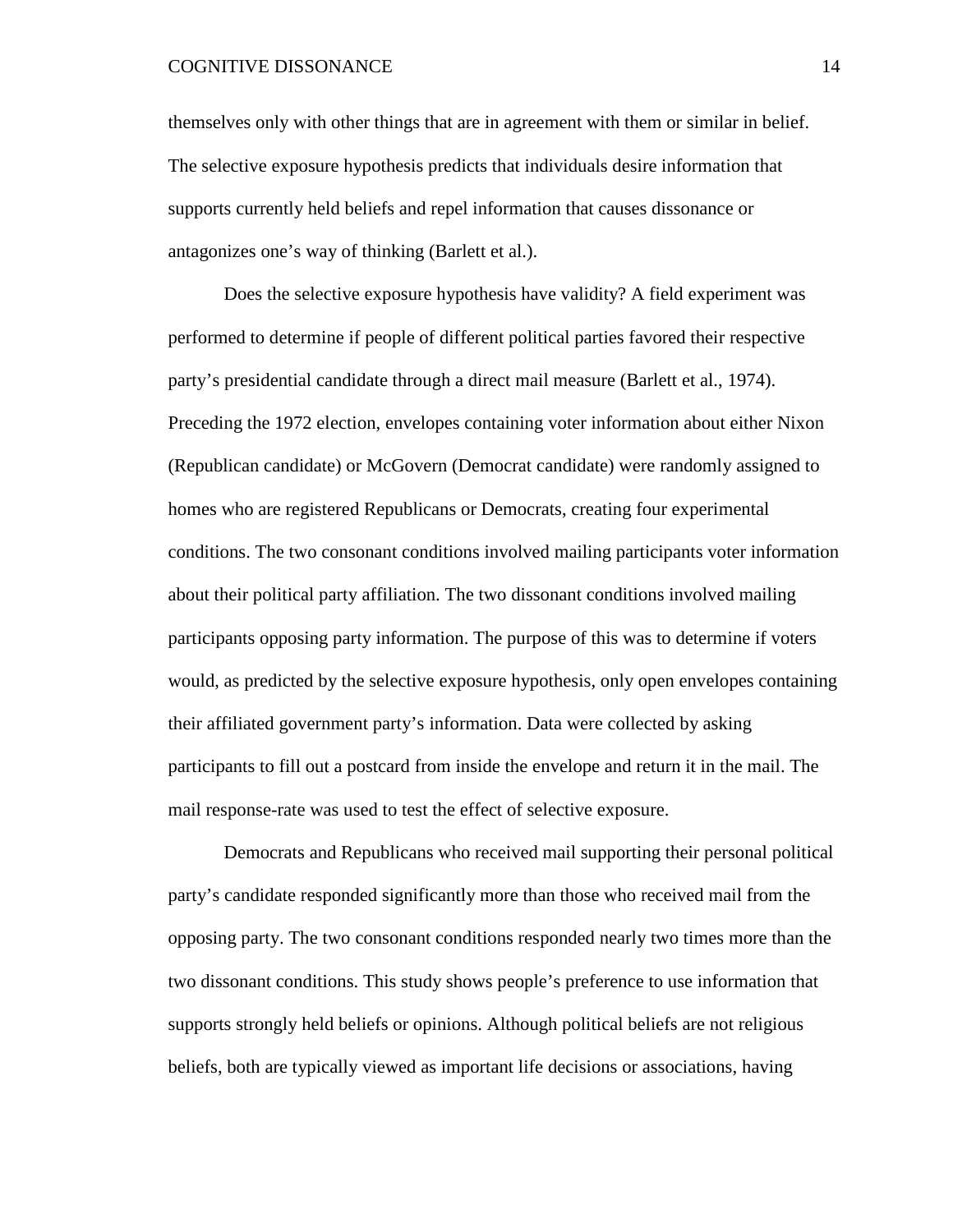themselves only with other things that are in agreement with them or similar in belief. The selective exposure hypothesis predicts that individuals desire information that supports currently held beliefs and repel information that causes dissonance or antagonizes one's way of thinking (Barlett et al.).

Does the selective exposure hypothesis have validity? A field experiment was performed to determine if people of different political parties favored their respective party's presidential candidate through a direct mail measure (Barlett et al., 1974). Preceding the 1972 election, envelopes containing voter information about either Nixon (Republican candidate) or McGovern (Democrat candidate) were randomly assigned to homes who are registered Republicans or Democrats, creating four experimental conditions. The two consonant conditions involved mailing participants voter information about their political party affiliation. The two dissonant conditions involved mailing participants opposing party information. The purpose of this was to determine if voters would, as predicted by the selective exposure hypothesis, only open envelopes containing their affiliated government party's information. Data were collected by asking participants to fill out a postcard from inside the envelope and return it in the mail. The mail response-rate was used to test the effect of selective exposure.

Democrats and Republicans who received mail supporting their personal political party's candidate responded significantly more than those who received mail from the opposing party. The two consonant conditions responded nearly two times more than the two dissonant conditions. This study shows people's preference to use information that supports strongly held beliefs or opinions. Although political beliefs are not religious beliefs, both are typically viewed as important life decisions or associations, having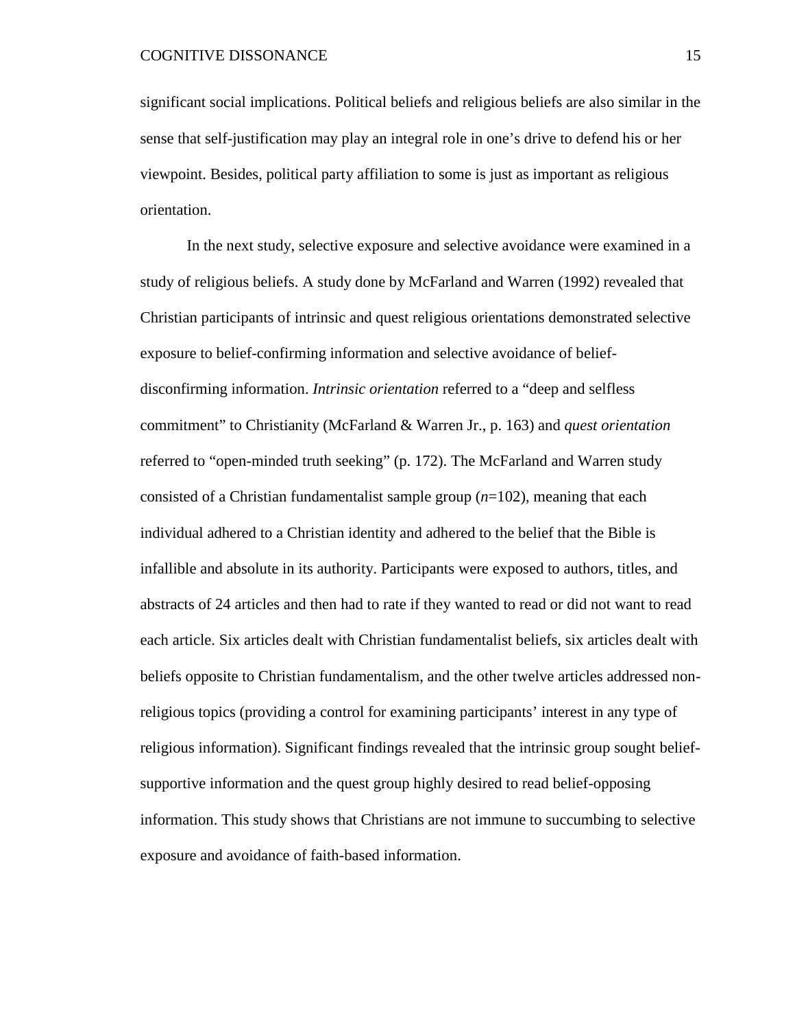significant social implications. Political beliefs and religious beliefs are also similar in the sense that self-justification may play an integral role in one's drive to defend his or her viewpoint. Besides, political party affiliation to some is just as important as religious orientation.

In the next study, selective exposure and selective avoidance were examined in a study of religious beliefs. A study done by McFarland and Warren (1992) revealed that Christian participants of intrinsic and quest religious orientations demonstrated selective exposure to belief-confirming information and selective avoidance of belief-disconfirming information. *Intrinsic orientation* referred to a "deep and selfless commitment" to Christianity (McFarland & Warren Jr., p. 163) and *quest orientation* referred to "open-minded truth seeking" (p. 172). The McFarland and Warren study consisted of a Christian fundamentalist sample group ($n$=102), meaning that each individual adhered to a Christian identity and adhered to the belief that the Bible is infallible and absolute in its authority. Participants were exposed to authors, titles, and abstracts of 24 articles and then had to rate if they wanted to read or did not want to read each article. Six articles dealt with Christian fundamentalist beliefs, six articles dealt with beliefs opposite to Christian fundamentalism, and the other twelve articles addressed non-religious topics (providing a control for examining participants' interest in any type of religious information). Significant findings revealed that the intrinsic group sought belief-supportive information and the quest group highly desired to read belief-opposing information. This study shows that Christians are not immune to succumbing to selective exposure and avoidance of faith-based information.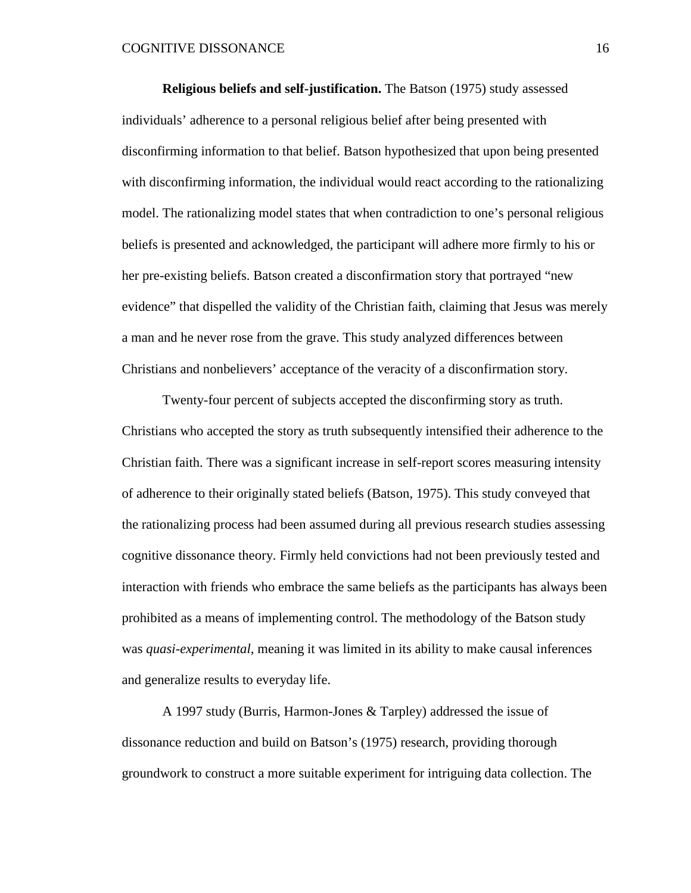**Religious beliefs and self-justification.** The Batson (1975) study assessed individuals' adherence to a personal religious belief after being presented with disconfirming information to that belief. Batson hypothesized that upon being presented with disconfirming information, the individual would react according to the rationalizing model. The rationalizing model states that when contradiction to one's personal religious beliefs is presented and acknowledged, the participant will adhere more firmly to his or her pre-existing beliefs. Batson created a disconfirmation story that portrayed "new evidence" that dispelled the validity of the Christian faith, claiming that Jesus was merely a man and he never rose from the grave. This study analyzed differences between Christians and nonbelievers' acceptance of the veracity of a disconfirmation story.

Twenty-four percent of subjects accepted the disconfirming story as truth. Christians who accepted the story as truth subsequently intensified their adherence to the Christian faith. There was a significant increase in self-report scores measuring intensity of adherence to their originally stated beliefs (Batson, 1975). This study conveyed that the rationalizing process had been assumed during all previous research studies assessing cognitive dissonance theory. Firmly held convictions had not been previously tested and interaction with friends who embrace the same beliefs as the participants has always been prohibited as a means of implementing control. The methodology of the Batson study was *quasi-experimental*, meaning it was limited in its ability to make causal inferences and generalize results to everyday life.

A 1997 study (Burris, Harmon-Jones & Tarpley) addressed the issue of dissonance reduction and build on Batson's (1975) research, providing thorough groundwork to construct a more suitable experiment for intriguing data collection. The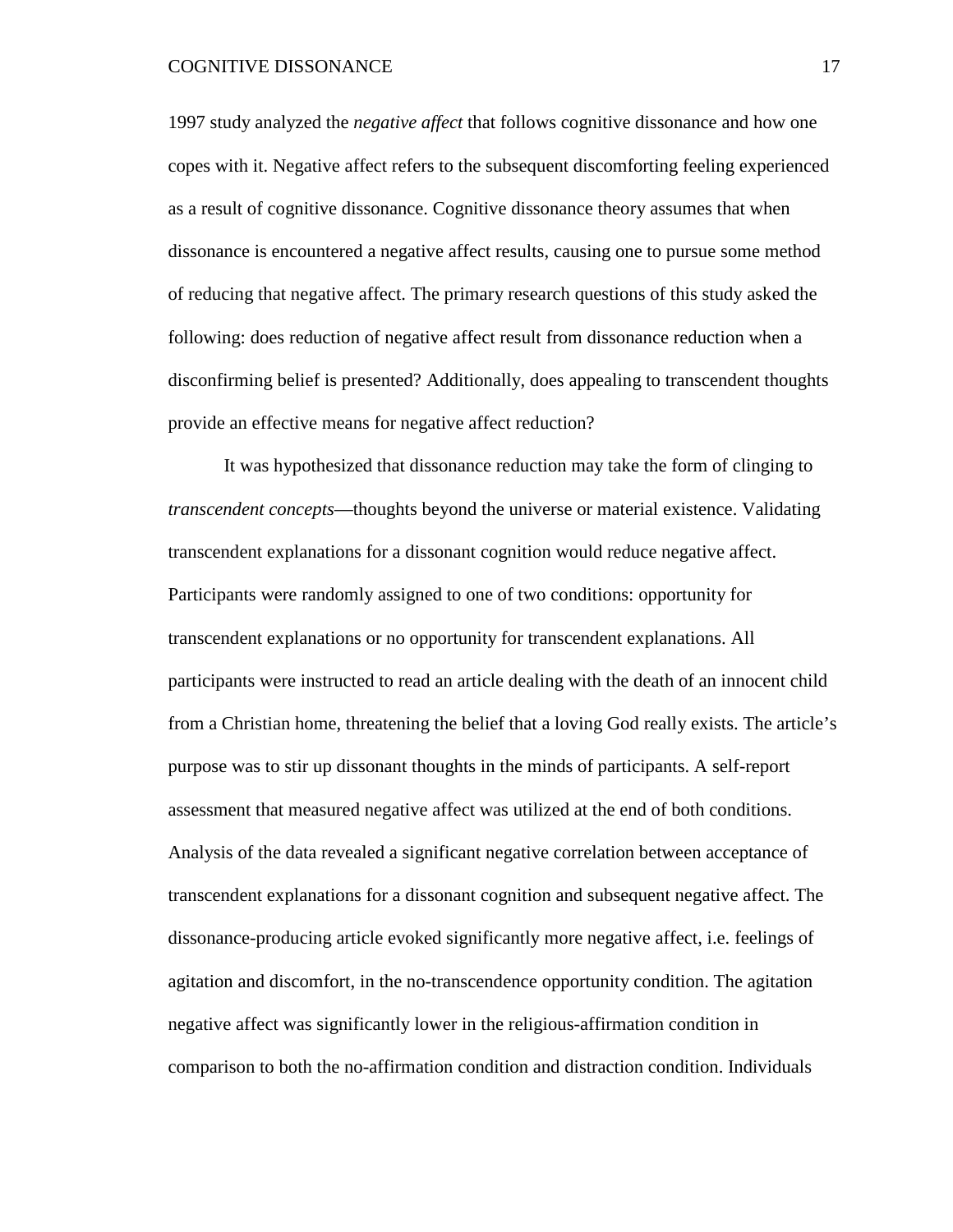1997 study analyzed the *negative affect* that follows cognitive dissonance and how one copes with it. Negative affect refers to the subsequent discomforting feeling experienced as a result of cognitive dissonance. Cognitive dissonance theory assumes that when dissonance is encountered a negative affect results, causing one to pursue some method of reducing that negative affect. The primary research questions of this study asked the following: does reduction of negative affect result from dissonance reduction when a disconfirming belief is presented? Additionally, does appealing to transcendent thoughts provide an effective means for negative affect reduction?

It was hypothesized that dissonance reduction may take the form of clinging to *transcendent concepts*—thoughts beyond the universe or material existence. Validating transcendent explanations for a dissonant cognition would reduce negative affect. Participants were randomly assigned to one of two conditions: opportunity for transcendent explanations or no opportunity for transcendent explanations. All participants were instructed to read an article dealing with the death of an innocent child from a Christian home, threatening the belief that a loving God really exists. The article's purpose was to stir up dissonant thoughts in the minds of participants. A self-report assessment that measured negative affect was utilized at the end of both conditions. Analysis of the data revealed a significant negative correlation between acceptance of transcendent explanations for a dissonant cognition and subsequent negative affect. The dissonance-producing article evoked significantly more negative affect, i.e. feelings of agitation and discomfort, in the no-transcendence opportunity condition. The agitation negative affect was significantly lower in the religious-affirmation condition in comparison to both the no-affirmation condition and distraction condition. Individuals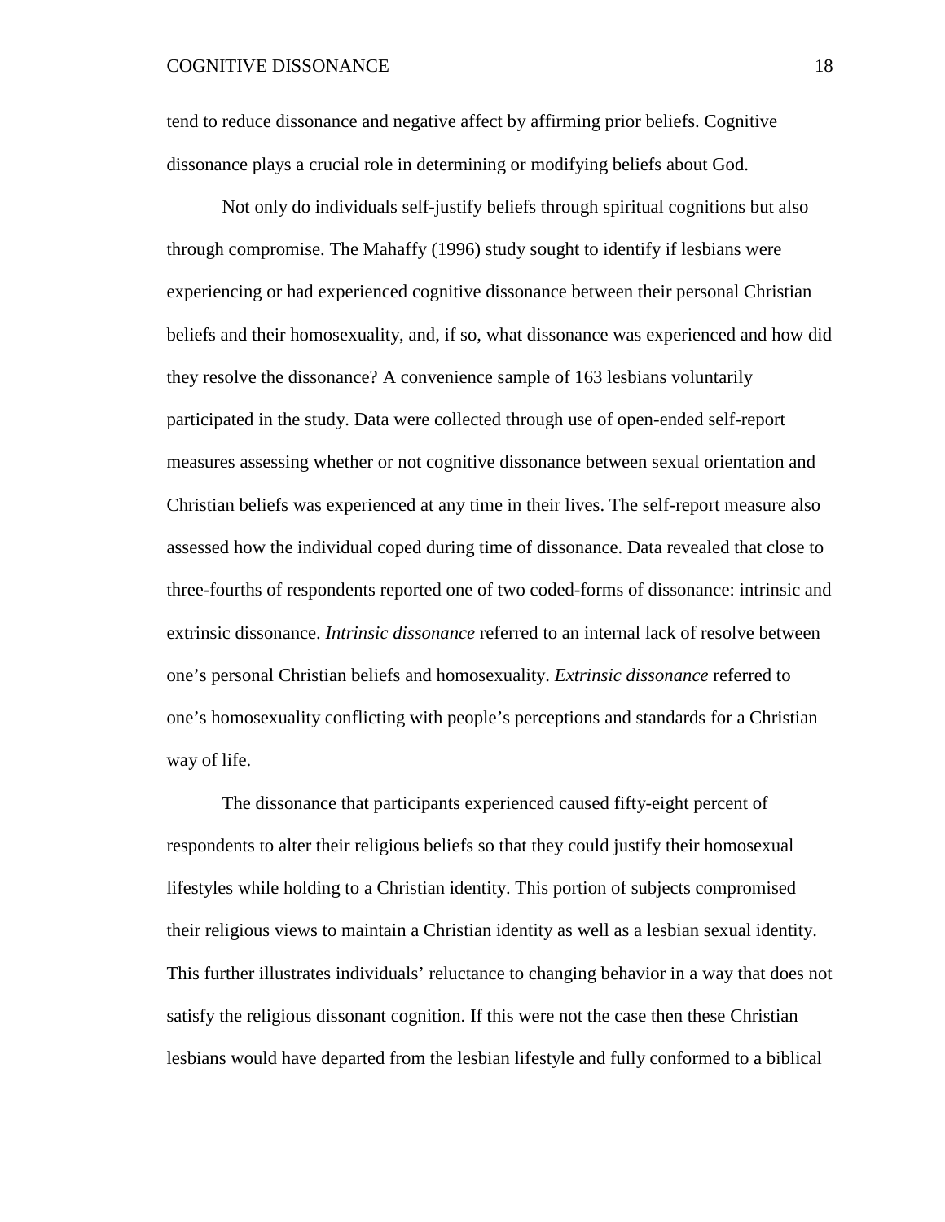tend to reduce dissonance and negative affect by affirming prior beliefs. Cognitive dissonance plays a crucial role in determining or modifying beliefs about God.

Not only do individuals self-justify beliefs through spiritual cognitions but also through compromise. The Mahaffy (1996) study sought to identify if lesbians were experiencing or had experienced cognitive dissonance between their personal Christian beliefs and their homosexuality, and, if so, what dissonance was experienced and how did they resolve the dissonance? A convenience sample of 163 lesbians voluntarily participated in the study. Data were collected through use of open-ended self-report measures assessing whether or not cognitive dissonance between sexual orientation and Christian beliefs was experienced at any time in their lives. The self-report measure also assessed how the individual coped during time of dissonance. Data revealed that close to three-fourths of respondents reported one of two coded-forms of dissonance: intrinsic and extrinsic dissonance. *Intrinsic dissonance* referred to an internal lack of resolve between one's personal Christian beliefs and homosexuality. *Extrinsic dissonance* referred to one's homosexuality conflicting with people's perceptions and standards for a Christian way of life.

The dissonance that participants experienced caused fifty-eight percent of respondents to alter their religious beliefs so that they could justify their homosexual lifestyles while holding to a Christian identity. This portion of subjects compromised their religious views to maintain a Christian identity as well as a lesbian sexual identity. This further illustrates individuals' reluctance to changing behavior in a way that does not satisfy the religious dissonant cognition. If this were not the case then these Christian lesbians would have departed from the lesbian lifestyle and fully conformed to a biblical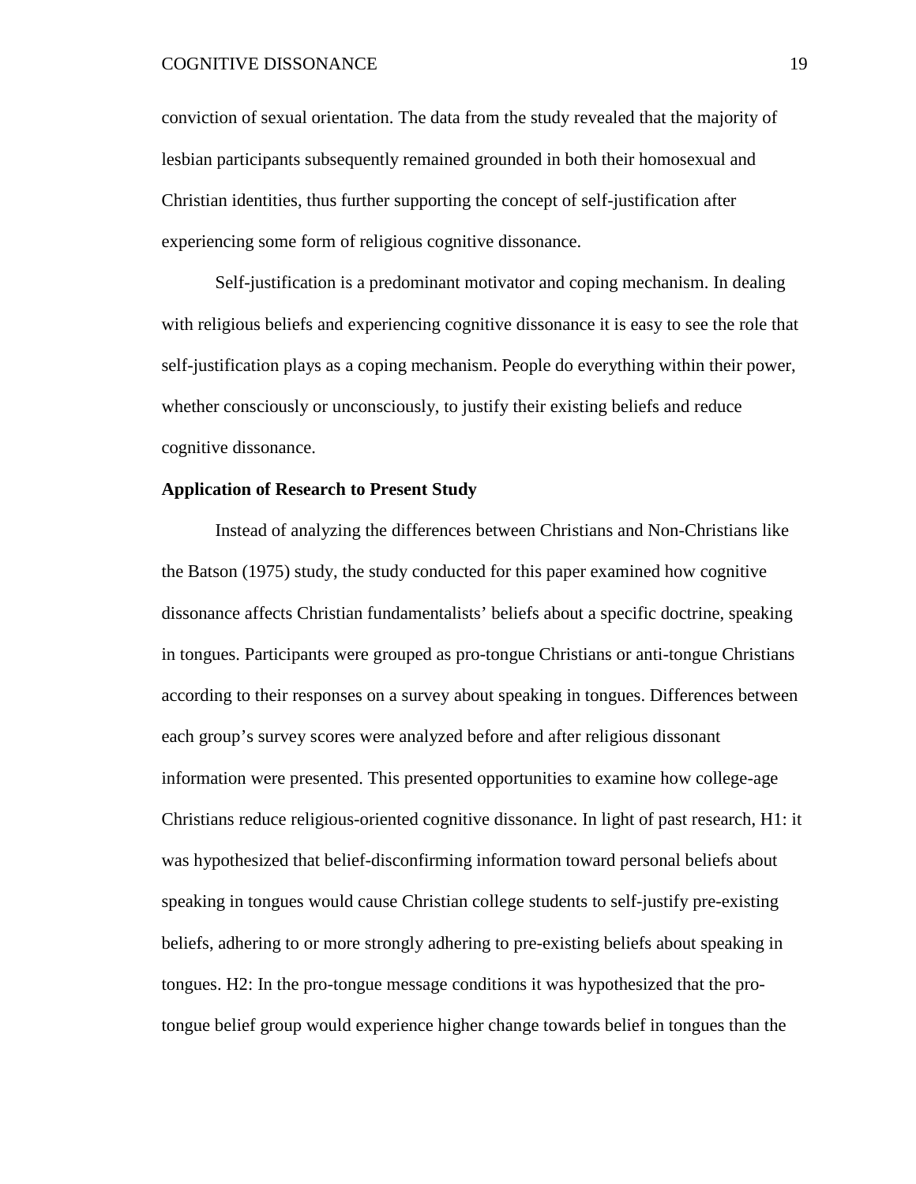conviction of sexual orientation. The data from the study revealed that the majority of lesbian participants subsequently remained grounded in both their homosexual and Christian identities, thus further supporting the concept of self-justification after experiencing some form of religious cognitive dissonance.

Self-justification is a predominant motivator and coping mechanism. In dealing with religious beliefs and experiencing cognitive dissonance it is easy to see the role that self-justification plays as a coping mechanism. People do everything within their power, whether consciously or unconsciously, to justify their existing beliefs and reduce cognitive dissonance.

**Application of Research to Present Study**

Instead of analyzing the differences between Christians and Non-Christians like the Batson (1975) study, the study conducted for this paper examined how cognitive dissonance affects Christian fundamentalists' beliefs about a specific doctrine, speaking in tongues. Participants were grouped as pro-tongue Christians or anti-tongue Christians according to their responses on a survey about speaking in tongues. Differences between each group's survey scores were analyzed before and after religious dissonant information were presented. This presented opportunities to examine how college-age Christians reduce religious-oriented cognitive dissonance. In light of past research, H1: it was hypothesized that belief-disconfirming information toward personal beliefs about speaking in tongues would cause Christian college students to self-justify pre-existing beliefs, adhering to or more strongly adhering to pre-existing beliefs about speaking in tongues. H2: In the pro-tongue message conditions it was hypothesized that the pro-tongue belief group would experience higher change towards belief in tongues than the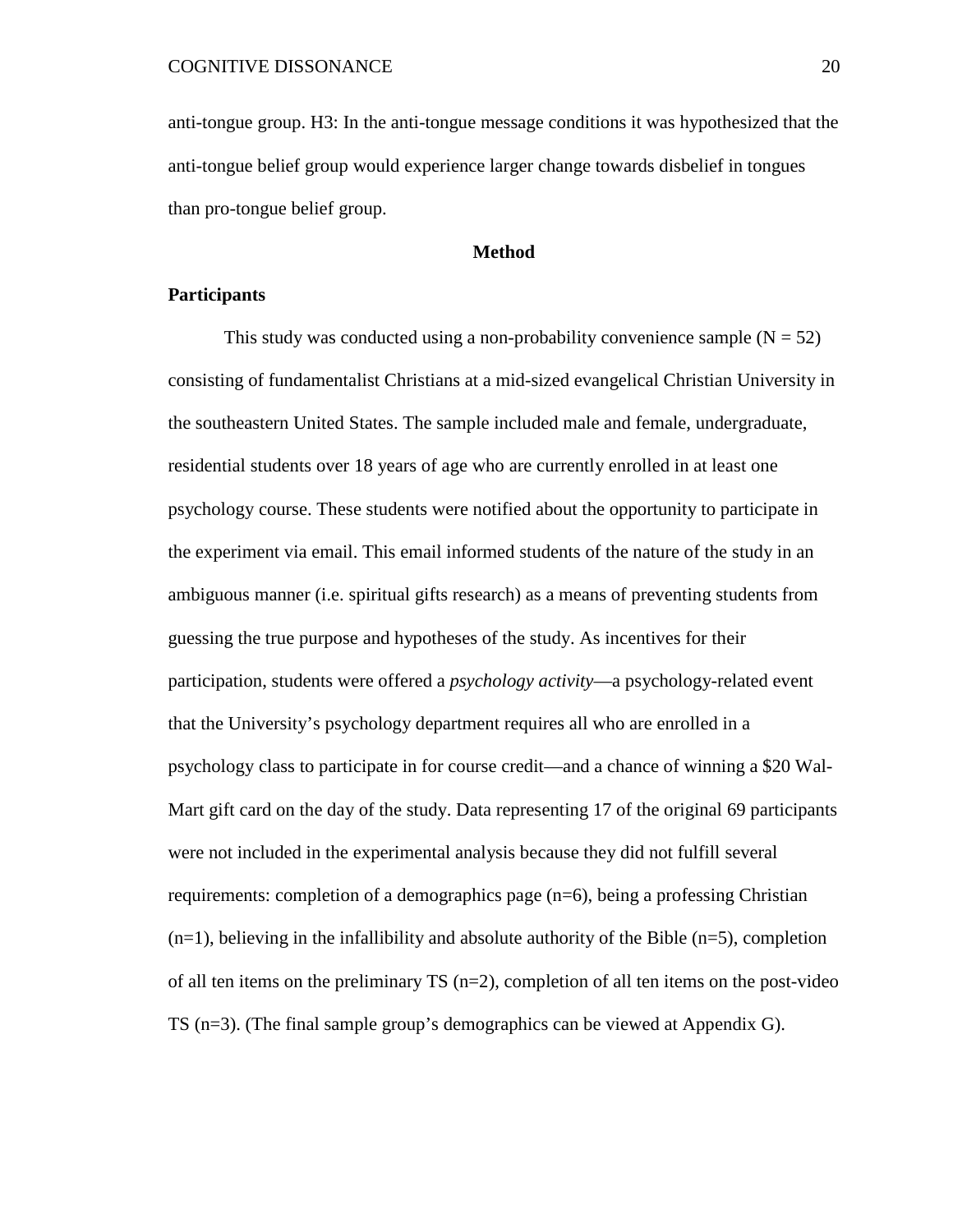anti-tongue group. H3: In the anti-tongue message conditions it was hypothesized that the anti-tongue belief group would experience larger change towards disbelief in tongues than pro-tongue belief group.

## Method

### Participants

This study was conducted using a non-probability convenience sample ($N = 52$) consisting of fundamentalist Christians at a mid-sized evangelical Christian University in the southeastern United States. The sample included male and female, undergraduate, residential students over 18 years of age who are currently enrolled in at least one psychology course. These students were notified about the opportunity to participate in the experiment via email. This email informed students of the nature of the study in an ambiguous manner (i.e. spiritual gifts research) as a means of preventing students from guessing the true purpose and hypotheses of the study. As incentives for their participation, students were offered a *psychology activity*—a psychology-related event that the University's psychology department requires all who are enrolled in a psychology class to participate in for course credit—and a chance of winning a $20 Wal-Mart gift card on the day of the study. Data representing 17 of the original 69 participants were not included in the experimental analysis because they did not fulfill several requirements: completion of a demographics page ($n=6$), being a professing Christian ($n=1$), believing in the infallibility and absolute authority of the Bible ($n=5$), completion of all ten items on the preliminary TS ($n=2$), completion of all ten items on the post-video TS ($n=3$). (The final sample group's demographics can be viewed at Appendix G).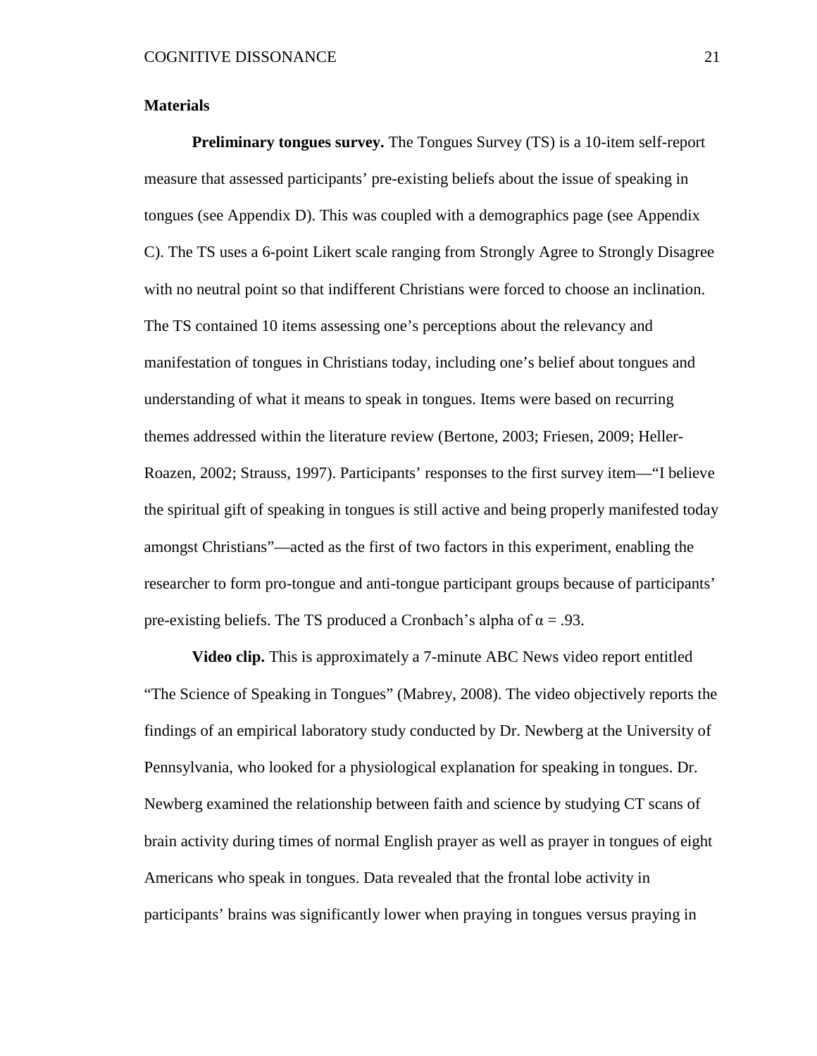**Materials**

**Preliminary tongues survey.** The Tongues Survey (TS) is a 10-item self-report measure that assessed participants' pre-existing beliefs about the issue of speaking in tongues (see Appendix D). This was coupled with a demographics page (see Appendix C). The TS uses a 6-point Likert scale ranging from Strongly Agree to Strongly Disagree with no neutral point so that indifferent Christians were forced to choose an inclination. The TS contained 10 items assessing one's perceptions about the relevancy and manifestation of tongues in Christians today, including one's belief about tongues and understanding of what it means to speak in tongues. Items were based on recurring themes addressed within the literature review (Bertone, 2003; Friesen, 2009; Heller-Roazen, 2002; Strauss, 1997). Participants' responses to the first survey item—"I believe the spiritual gift of speaking in tongues is still active and being properly manifested today amongst Christians"—acted as the first of two factors in this experiment, enabling the researcher to form pro-tongue and anti-tongue participant groups because of participants' pre-existing beliefs. The TS produced a Cronbach's alpha of $\alpha = .93$.

**Video clip.** This is approximately a 7-minute ABC News video report entitled "The Science of Speaking in Tongues" (Mabrey, 2008). The video objectively reports the findings of an empirical laboratory study conducted by Dr. Newberg at the University of Pennsylvania, who looked for a physiological explanation for speaking in tongues. Dr. Newberg examined the relationship between faith and science by studying CT scans of brain activity during times of normal English prayer as well as prayer in tongues of eight Americans who speak in tongues. Data revealed that the frontal lobe activity in participants' brains was significantly lower when praying in tongues versus praying in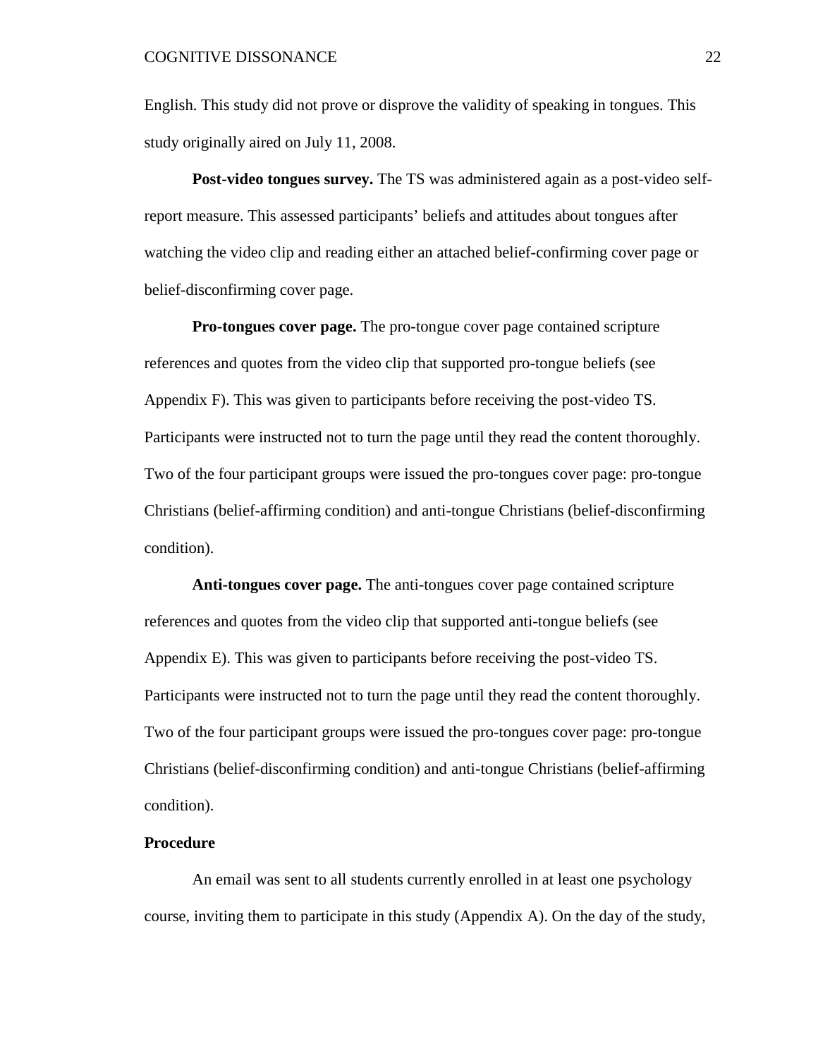English. This study did not prove or disprove the validity of speaking in tongues. This study originally aired on July 11, 2008.

**Post-video tongues survey.** The TS was administered again as a post-video self-report measure. This assessed participants' beliefs and attitudes about tongues after watching the video clip and reading either an attached belief-confirming cover page or belief-disconfirming cover page.

**Pro-tongues cover page.** The pro-tongue cover page contained scripture references and quotes from the video clip that supported pro-tongue beliefs (see Appendix F). This was given to participants before receiving the post-video TS. Participants were instructed not to turn the page until they read the content thoroughly. Two of the four participant groups were issued the pro-tongues cover page: pro-tongue Christians (belief-affirming condition) and anti-tongue Christians (belief-disconfirming condition).

**Anti-tongues cover page.** The anti-tongues cover page contained scripture references and quotes from the video clip that supported anti-tongue beliefs (see Appendix E). This was given to participants before receiving the post-video TS. Participants were instructed not to turn the page until they read the content thoroughly. Two of the four participant groups were issued the pro-tongues cover page: pro-tongue Christians (belief-disconfirming condition) and anti-tongue Christians (belief-affirming condition).

### Procedure

An email was sent to all students currently enrolled in at least one psychology course, inviting them to participate in this study (Appendix A). On the day of the study,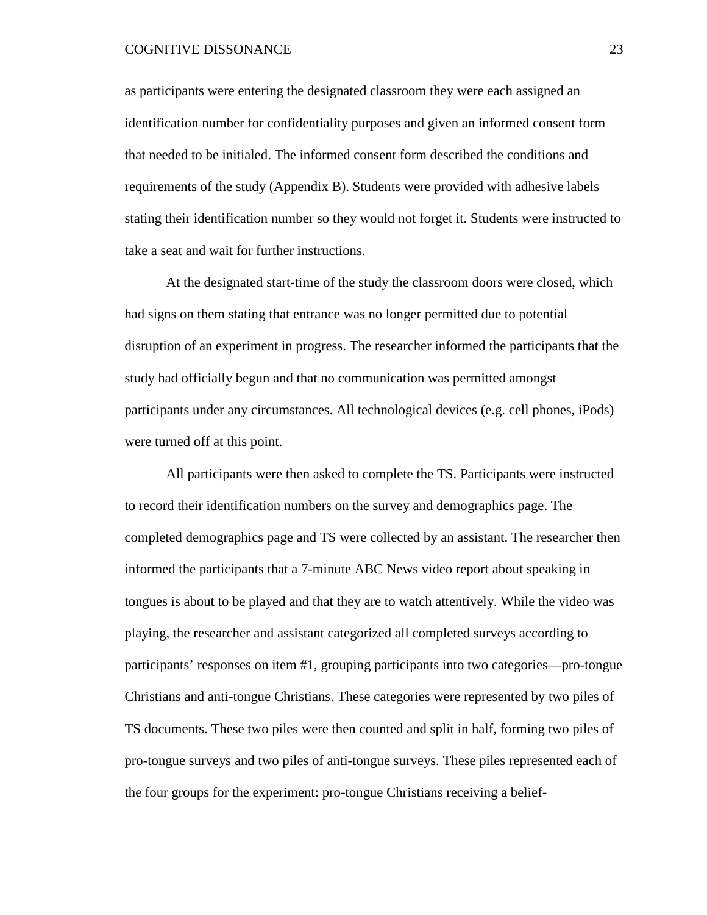as participants were entering the designated classroom they were each assigned an identification number for confidentiality purposes and given an informed consent form that needed to be initialed. The informed consent form described the conditions and requirements of the study (Appendix B). Students were provided with adhesive labels stating their identification number so they would not forget it. Students were instructed to take a seat and wait for further instructions.

At the designated start-time of the study the classroom doors were closed, which had signs on them stating that entrance was no longer permitted due to potential disruption of an experiment in progress. The researcher informed the participants that the study had officially begun and that no communication was permitted amongst participants under any circumstances. All technological devices (e.g. cell phones, iPods) were turned off at this point.

All participants were then asked to complete the TS. Participants were instructed to record their identification numbers on the survey and demographics page. The completed demographics page and TS were collected by an assistant. The researcher then informed the participants that a 7-minute ABC News video report about speaking in tongues is about to be played and that they are to watch attentively. While the video was playing, the researcher and assistant categorized all completed surveys according to participants' responses on item #1, grouping participants into two categories—pro-tongue Christians and anti-tongue Christians. These categories were represented by two piles of TS documents. These two piles were then counted and split in half, forming two piles of pro-tongue surveys and two piles of anti-tongue surveys. These piles represented each of the four groups for the experiment: pro-tongue Christians receiving a belief-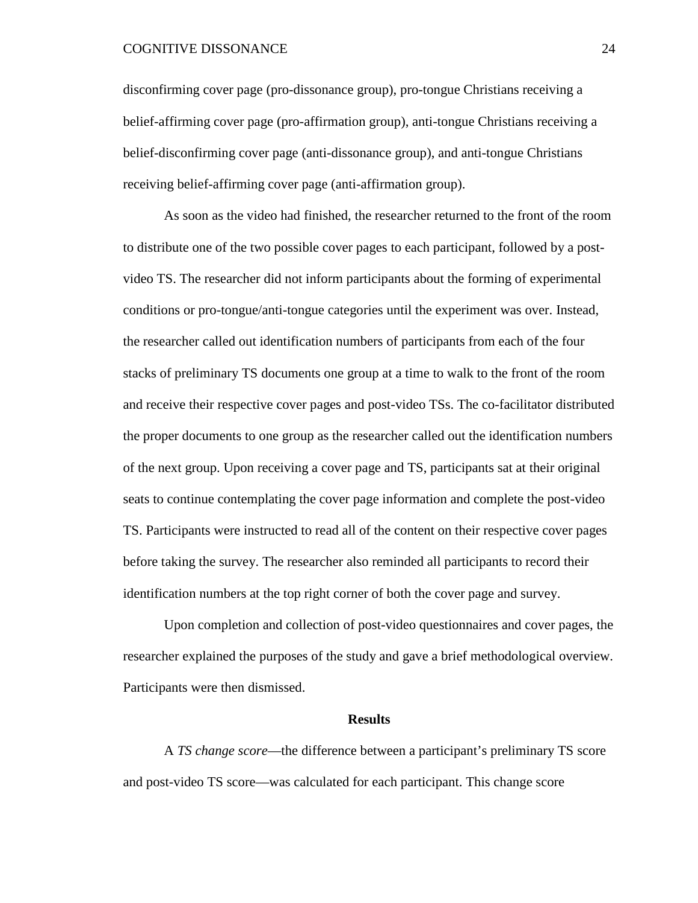disconfirming cover page (pro-dissonance group), pro-tongue Christians receiving a belief-affirming cover page (pro-affirmation group), anti-tongue Christians receiving a belief-disconfirming cover page (anti-dissonance group), and anti-tongue Christians receiving belief-affirming cover page (anti-affirmation group).

As soon as the video had finished, the researcher returned to the front of the room to distribute one of the two possible cover pages to each participant, followed by a post-video TS. The researcher did not inform participants about the forming of experimental conditions or pro-tongue/anti-tongue categories until the experiment was over. Instead, the researcher called out identification numbers of participants from each of the four stacks of preliminary TS documents one group at a time to walk to the front of the room and receive their respective cover pages and post-video TSs. The co-facilitator distributed the proper documents to one group as the researcher called out the identification numbers of the next group. Upon receiving a cover page and TS, participants sat at their original seats to continue contemplating the cover page information and complete the post-video TS. Participants were instructed to read all of the content on their respective cover pages before taking the survey. The researcher also reminded all participants to record their identification numbers at the top right corner of both the cover page and survey.

Upon completion and collection of post-video questionnaires and cover pages, the researcher explained the purposes of the study and gave a brief methodological overview. Participants were then dismissed.

## Results

A *TS change score*—the difference between a participant's preliminary TS score and post-video TS score—was calculated for each participant. This change score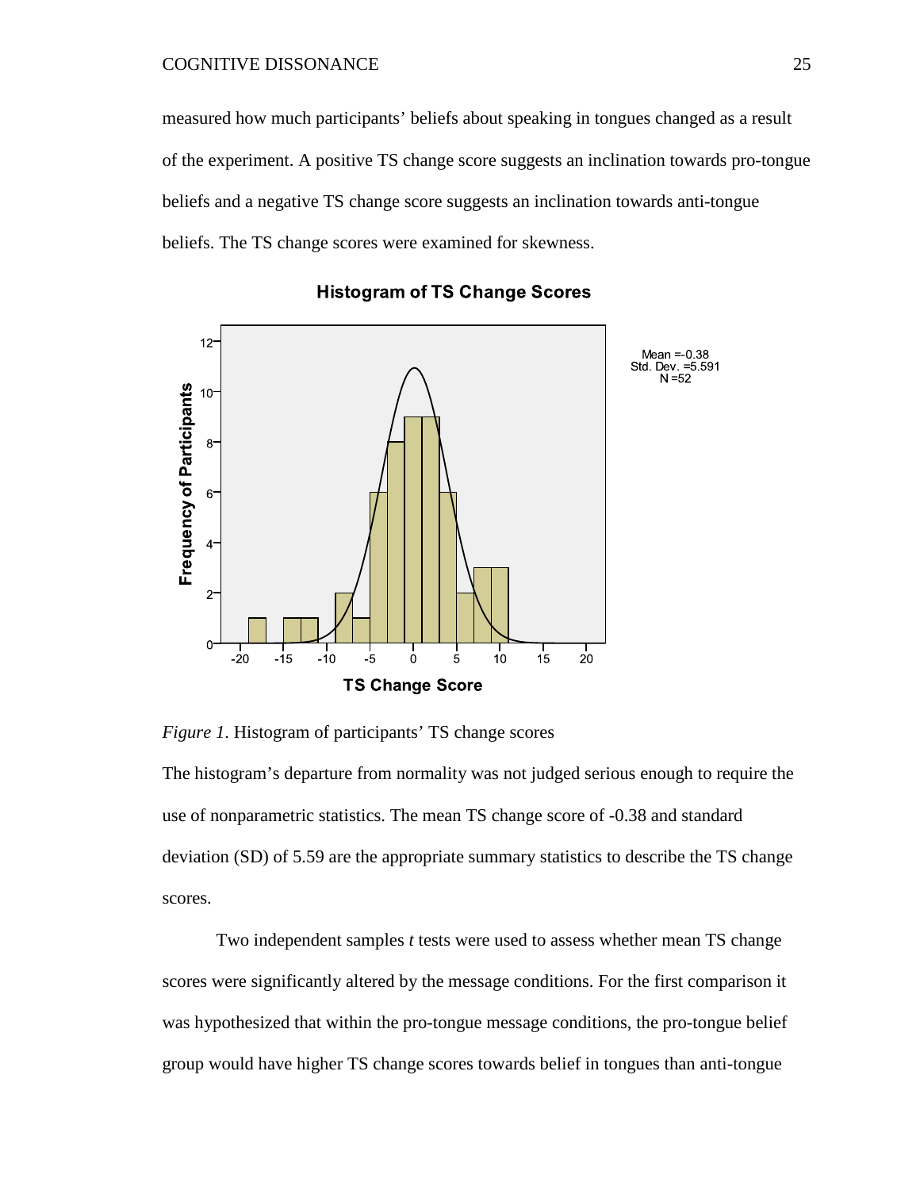measured how much participants' beliefs about speaking in tongues changed as a result of the experiment. A positive TS change score suggests an inclination towards pro-tongue beliefs and a negative TS change score suggests an inclination towards anti-tongue beliefs. The TS change scores were examined for skewness.

*Figure 1*. Histogram of participants' TS change scores

The histogram's departure from normality was not judged serious enough to require the use of nonparametric statistics. The mean TS change score of -0.38 and standard deviation (SD) of 5.59 are the appropriate summary statistics to describe the TS change scores.

Two independent samples *t* tests were used to assess whether mean TS change scores were significantly altered by the message conditions. For the first comparison it was hypothesized that within the pro-tongue message conditions, the pro-tongue belief group would have higher TS change scores towards belief in tongues than anti-tongue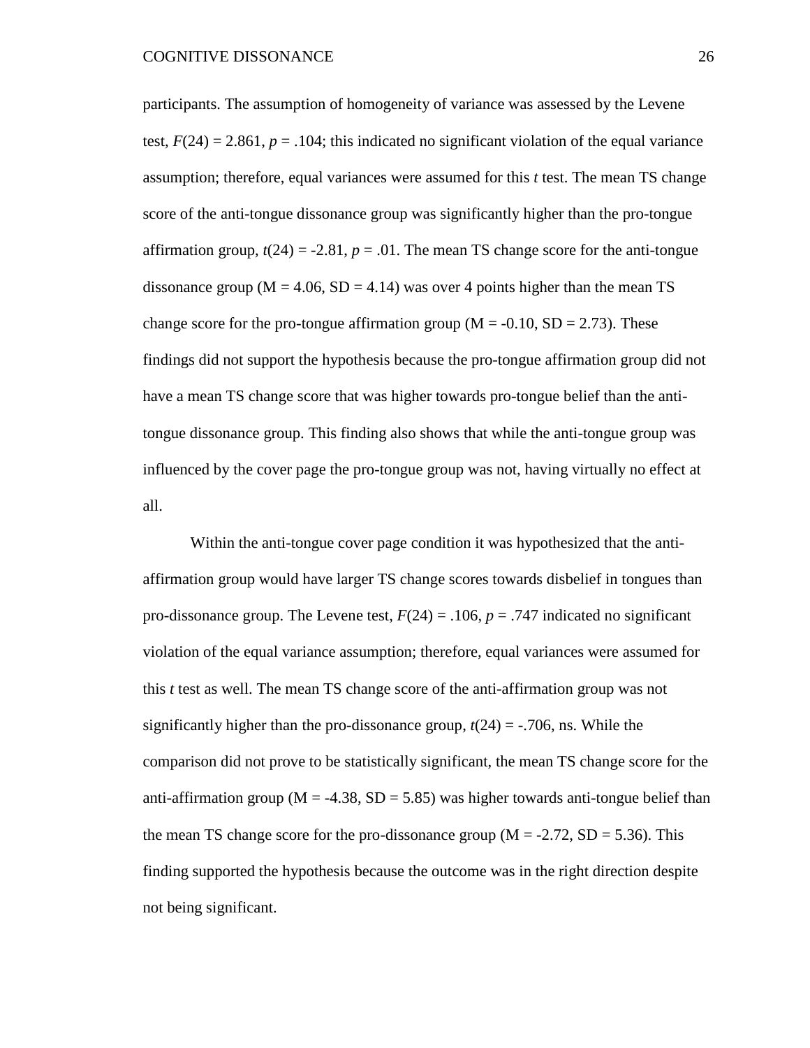participants. The assumption of homogeneity of variance was assessed by the Levene test, $F(24) = 2.861$, $p = .104$; this indicated no significant violation of the equal variance assumption; therefore, equal variances were assumed for this *t* test. The mean TS change score of the anti-tongue dissonance group was significantly higher than the pro-tongue affirmation group, $t(24) = -2.81$, $p = .01$. The mean TS change score for the anti-tongue dissonance group (M = 4.06, SD = 4.14) was over 4 points higher than the mean TS change score for the pro-tongue affirmation group (M = -0.10, SD = 2.73). These findings did not support the hypothesis because the pro-tongue affirmation group did not have a mean TS change score that was higher towards pro-tongue belief than the anti-tongue dissonance group. This finding also shows that while the anti-tongue group was influenced by the cover page the pro-tongue group was not, having virtually no effect at all.

Within the anti-tongue cover page condition it was hypothesized that the anti-affirmation group would have larger TS change scores towards disbelief in tongues than pro-dissonance group. The Levene test, $F(24) = .106$, $p = .747$ indicated no significant violation of the equal variance assumption; therefore, equal variances were assumed for this *t* test as well. The mean TS change score of the anti-affirmation group was not significantly higher than the pro-dissonance group, $t(24) = -.706$, ns. While the comparison did not prove to be statistically significant, the mean TS change score for the anti-affirmation group (M = -4.38, SD = 5.85) was higher towards anti-tongue belief than the mean TS change score for the pro-dissonance group (M = -2.72, SD = 5.36). This finding supported the hypothesis because the outcome was in the right direction despite not being significant.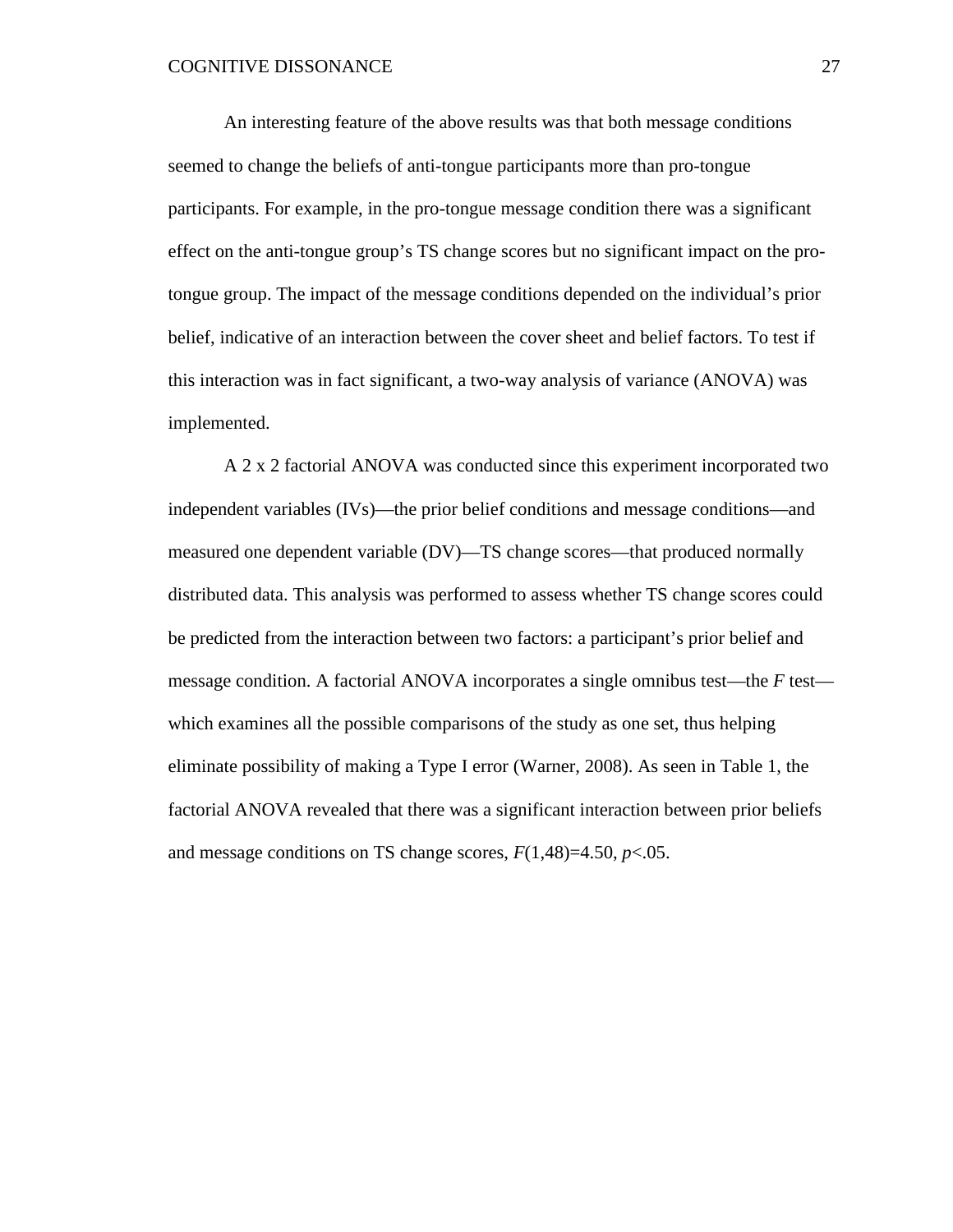An interesting feature of the above results was that both message conditions seemed to change the beliefs of anti-tongue participants more than pro-tongue participants. For example, in the pro-tongue message condition there was a significant effect on the anti-tongue group's TS change scores but no significant impact on the pro-tongue group. The impact of the message conditions depended on the individual's prior belief, indicative of an interaction between the cover sheet and belief factors. To test if this interaction was in fact significant, a two-way analysis of variance (ANOVA) was implemented.

A 2 x 2 factorial ANOVA was conducted since this experiment incorporated two independent variables (IVs)—the prior belief conditions and message conditions—and measured one dependent variable (DV)—TS change scores—that produced normally distributed data. This analysis was performed to assess whether TS change scores could be predicted from the interaction between two factors: a participant's prior belief and message condition. A factorial ANOVA incorporates a single omnibus test—the *F* test—which examines all the possible comparisons of the study as one set, thus helping eliminate possibility of making a Type I error (Warner, 2008). As seen in Table 1, the factorial ANOVA revealed that there was a significant interaction between prior beliefs and message conditions on TS change scores, $F(1,48)=4.50$, $p<.05$.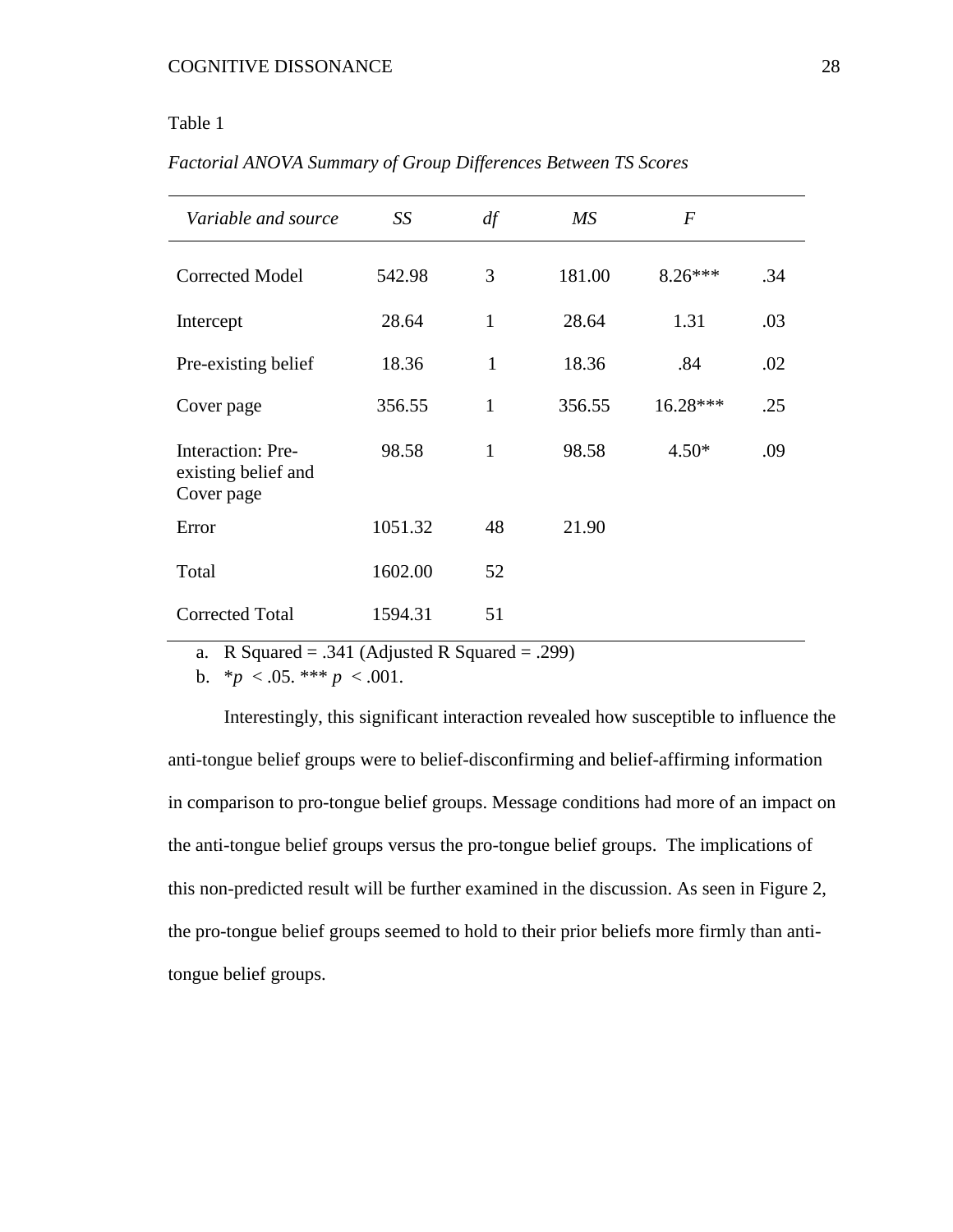Table 1

*Factorial ANOVA Summary of Group Differences Between TS Scores*

| *Variable and source* | *SS* | *df* | *MS* | *F* | |
|---|---|---|---|---|---|
| Corrected Model | 542.98 | 3 | 181.00 | 8.26*** | .34 |
| Intercept | 28.64 | 1 | 28.64 | 1.31 | .03 |
| Pre-existing belief | 18.36 | 1 | 18.36 | .84 | .02 |
| Cover page | 356.55 | 1 | 356.55 | 16.28*** | .25 |
| Interaction: Pre-existing belief and Cover page | 98.58 | 1 | 98.58 | 4.50* | .09 |
| Error | 1051.32 | 48 | 21.90 | | |
| Total | 1602.00 | 52 | | | |
| Corrected Total | 1594.31 | 51 | | | |

a. R Squared = .341 (Adjusted R Squared = .299)

b. \*$p$ < .05. \*\*\* $p$ < .001.

Interestingly, this significant interaction revealed how susceptible to influence the anti-tongue belief groups were to belief-disconfirming and belief-affirming information in comparison to pro-tongue belief groups. Message conditions had more of an impact on the anti-tongue belief groups versus the pro-tongue belief groups. The implications of this non-predicted result will be further examined in the discussion. As seen in Figure 2, the pro-tongue belief groups seemed to hold to their prior beliefs more firmly than anti-tongue belief groups.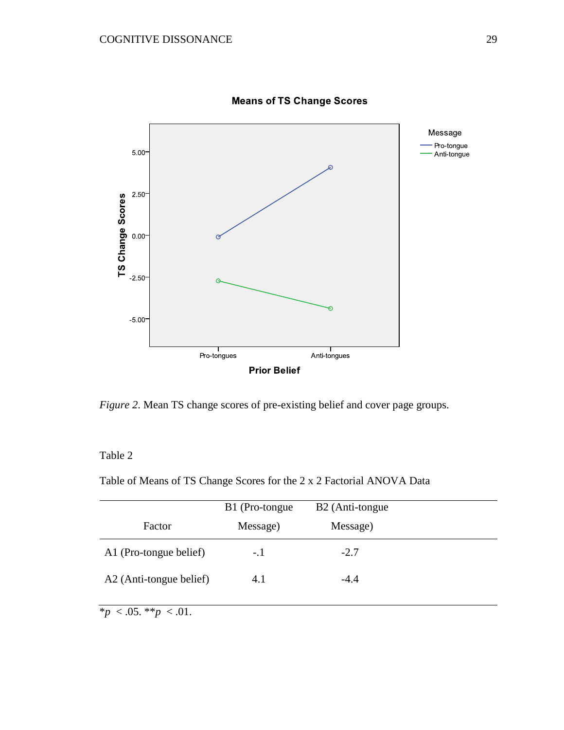*Figure 2*. Mean TS change scores of pre-existing belief and cover page groups.

Table 2

Table of Means of TS Change Scores for the 2 x 2 Factorial ANOVA Data

| Factor | B1 (Pro-tongue Message) | B2 (Anti-tongue Message) |
|---|---|---|
| A1 (Pro-tongue belief) | -.1 | -2.7 |
| A2 (Anti-tongue belief) | 4.1 | -4.4 |

*$p$ < .05. **$p$ < .01.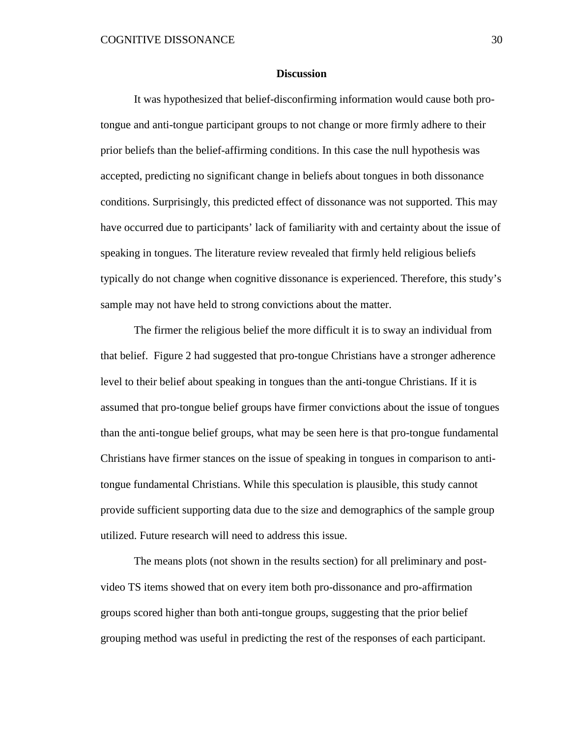## Discussion

It was hypothesized that belief-disconfirming information would cause both pro-tongue and anti-tongue participant groups to not change or more firmly adhere to their prior beliefs than the belief-affirming conditions. In this case the null hypothesis was accepted, predicting no significant change in beliefs about tongues in both dissonance conditions. Surprisingly, this predicted effect of dissonance was not supported. This may have occurred due to participants' lack of familiarity with and certainty about the issue of speaking in tongues. The literature review revealed that firmly held religious beliefs typically do not change when cognitive dissonance is experienced. Therefore, this study's sample may not have held to strong convictions about the matter.

The firmer the religious belief the more difficult it is to sway an individual from that belief. Figure 2 had suggested that pro-tongue Christians have a stronger adherence level to their belief about speaking in tongues than the anti-tongue Christians. If it is assumed that pro-tongue belief groups have firmer convictions about the issue of tongues than the anti-tongue belief groups, what may be seen here is that pro-tongue fundamental Christians have firmer stances on the issue of speaking in tongues in comparison to anti-tongue fundamental Christians. While this speculation is plausible, this study cannot provide sufficient supporting data due to the size and demographics of the sample group utilized. Future research will need to address this issue.

The means plots (not shown in the results section) for all preliminary and post-video TS items showed that on every item both pro-dissonance and pro-affirmation groups scored higher than both anti-tongue groups, suggesting that the prior belief grouping method was useful in predicting the rest of the responses of each participant.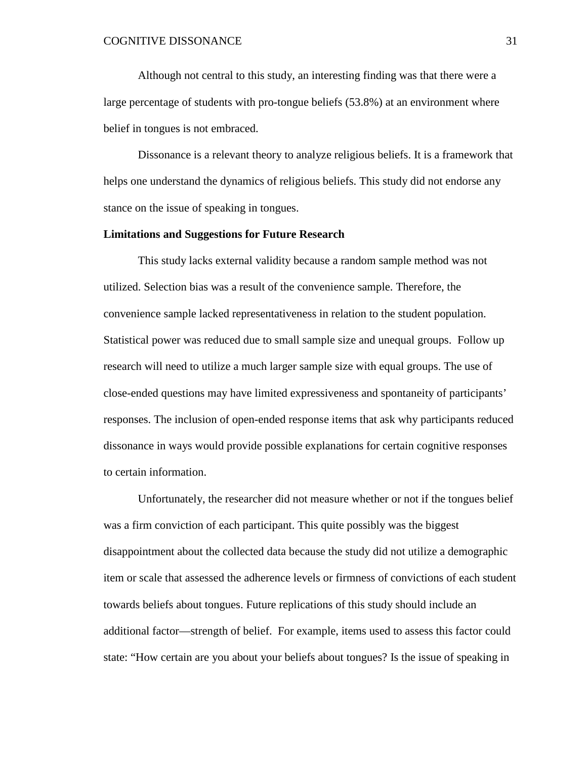Although not central to this study, an interesting finding was that there were a large percentage of students with pro-tongue beliefs (53.8%) at an environment where belief in tongues is not embraced.

Dissonance is a relevant theory to analyze religious beliefs. It is a framework that helps one understand the dynamics of religious beliefs. This study did not endorse any stance on the issue of speaking in tongues.

**Limitations and Suggestions for Future Research**

This study lacks external validity because a random sample method was not utilized. Selection bias was a result of the convenience sample. Therefore, the convenience sample lacked representativeness in relation to the student population. Statistical power was reduced due to small sample size and unequal groups. Follow up research will need to utilize a much larger sample size with equal groups. The use of close-ended questions may have limited expressiveness and spontaneity of participants' responses. The inclusion of open-ended response items that ask why participants reduced dissonance in ways would provide possible explanations for certain cognitive responses to certain information.

Unfortunately, the researcher did not measure whether or not if the tongues belief was a firm conviction of each participant. This quite possibly was the biggest disappointment about the collected data because the study did not utilize a demographic item or scale that assessed the adherence levels or firmness of convictions of each student towards beliefs about tongues. Future replications of this study should include an additional factor—strength of belief. For example, items used to assess this factor could state: "How certain are you about your beliefs about tongues? Is the issue of speaking in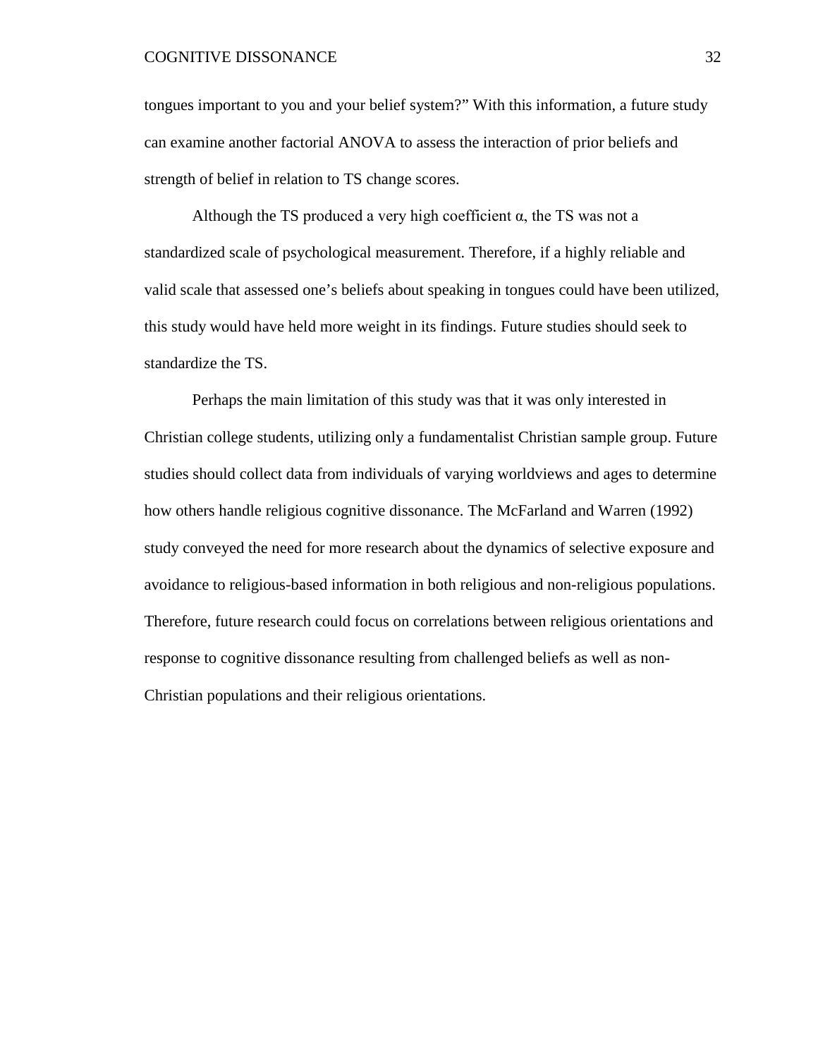tongues important to you and your belief system?" With this information, a future study can examine another factorial ANOVA to assess the interaction of prior beliefs and strength of belief in relation to TS change scores.

Although the TS produced a very high coefficient α, the TS was not a standardized scale of psychological measurement. Therefore, if a highly reliable and valid scale that assessed one's beliefs about speaking in tongues could have been utilized, this study would have held more weight in its findings. Future studies should seek to standardize the TS.

Perhaps the main limitation of this study was that it was only interested in Christian college students, utilizing only a fundamentalist Christian sample group. Future studies should collect data from individuals of varying worldviews and ages to determine how others handle religious cognitive dissonance. The McFarland and Warren (1992) study conveyed the need for more research about the dynamics of selective exposure and avoidance to religious-based information in both religious and non-religious populations. Therefore, future research could focus on correlations between religious orientations and response to cognitive dissonance resulting from challenged beliefs as well as non-Christian populations and their religious orientations.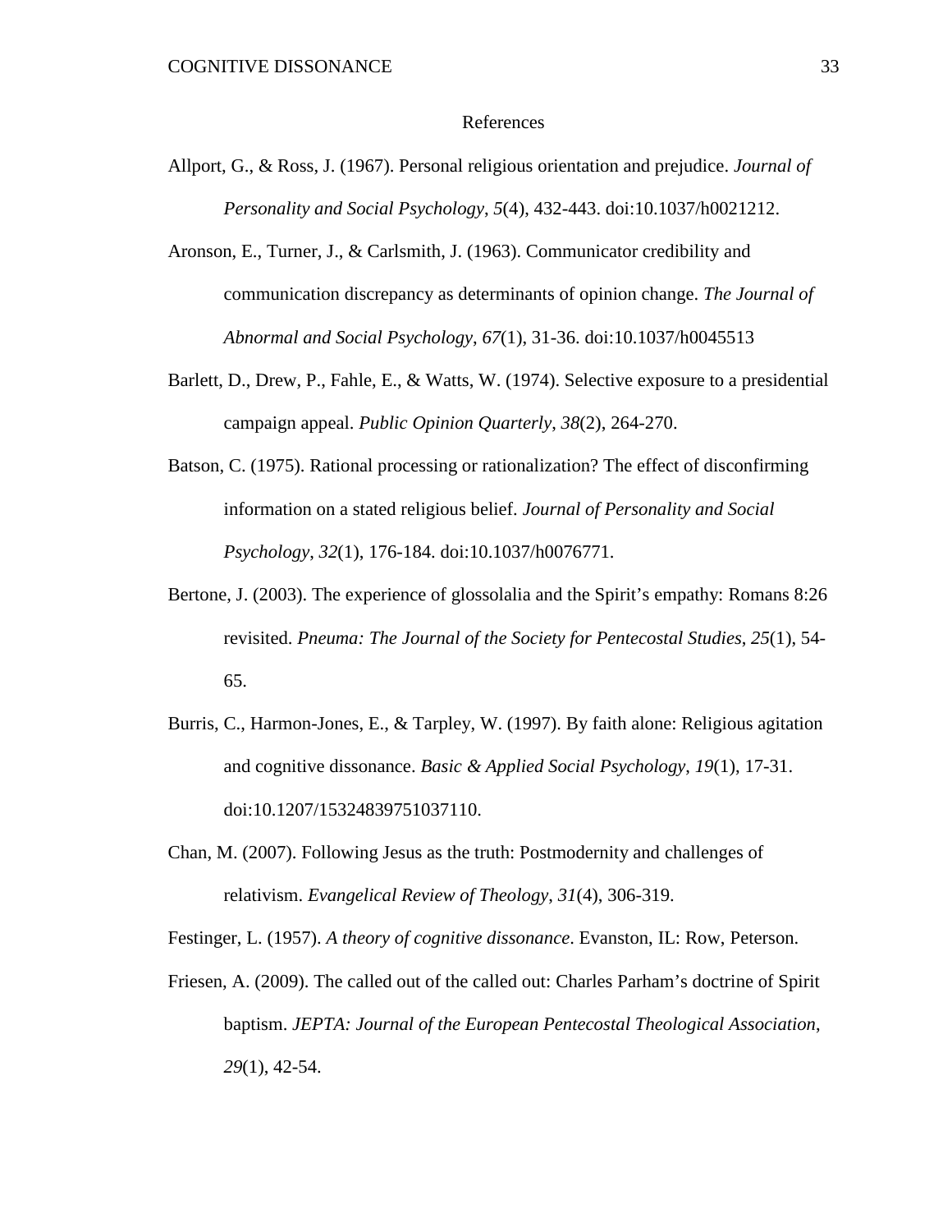# References

Allport, G., & Ross, J. (1967). Personal religious orientation and prejudice. *Journal of Personality and Social Psychology*, *5*(4), 432-443. doi:10.1037/h0021212.

Aronson, E., Turner, J., & Carlsmith, J. (1963). Communicator credibility and communication discrepancy as determinants of opinion change. *The Journal of Abnormal and Social Psychology*, *67*(1), 31-36. doi:10.1037/h0045513

Barlett, D., Drew, P., Fahle, E., & Watts, W. (1974). Selective exposure to a presidential campaign appeal. *Public Opinion Quarterly*, *38*(2), 264-270.

Batson, C. (1975). Rational processing or rationalization? The effect of disconfirming information on a stated religious belief. *Journal of Personality and Social Psychology*, *32*(1), 176-184. doi:10.1037/h0076771.

Bertone, J. (2003). The experience of glossolalia and the Spirit's empathy: Romans 8:26 revisited. *Pneuma: The Journal of the Society for Pentecostal Studies*, *25*(1), 54-65.

Burris, C., Harmon-Jones, E., & Tarpley, W. (1997). By faith alone: Religious agitation and cognitive dissonance. *Basic & Applied Social Psychology*, *19*(1), 17-31. doi:10.1207/15324839751037110.

Chan, M. (2007). Following Jesus as the truth: Postmodernity and challenges of relativism. *Evangelical Review of Theology*, *31*(4), 306-319.

Festinger, L. (1957). *A theory of cognitive dissonance*. Evanston, IL: Row, Peterson.

Friesen, A. (2009). The called out of the called out: Charles Parham's doctrine of Spirit baptism. *JEPTA: Journal of the European Pentecostal Theological Association*, *29*(1), 42-54.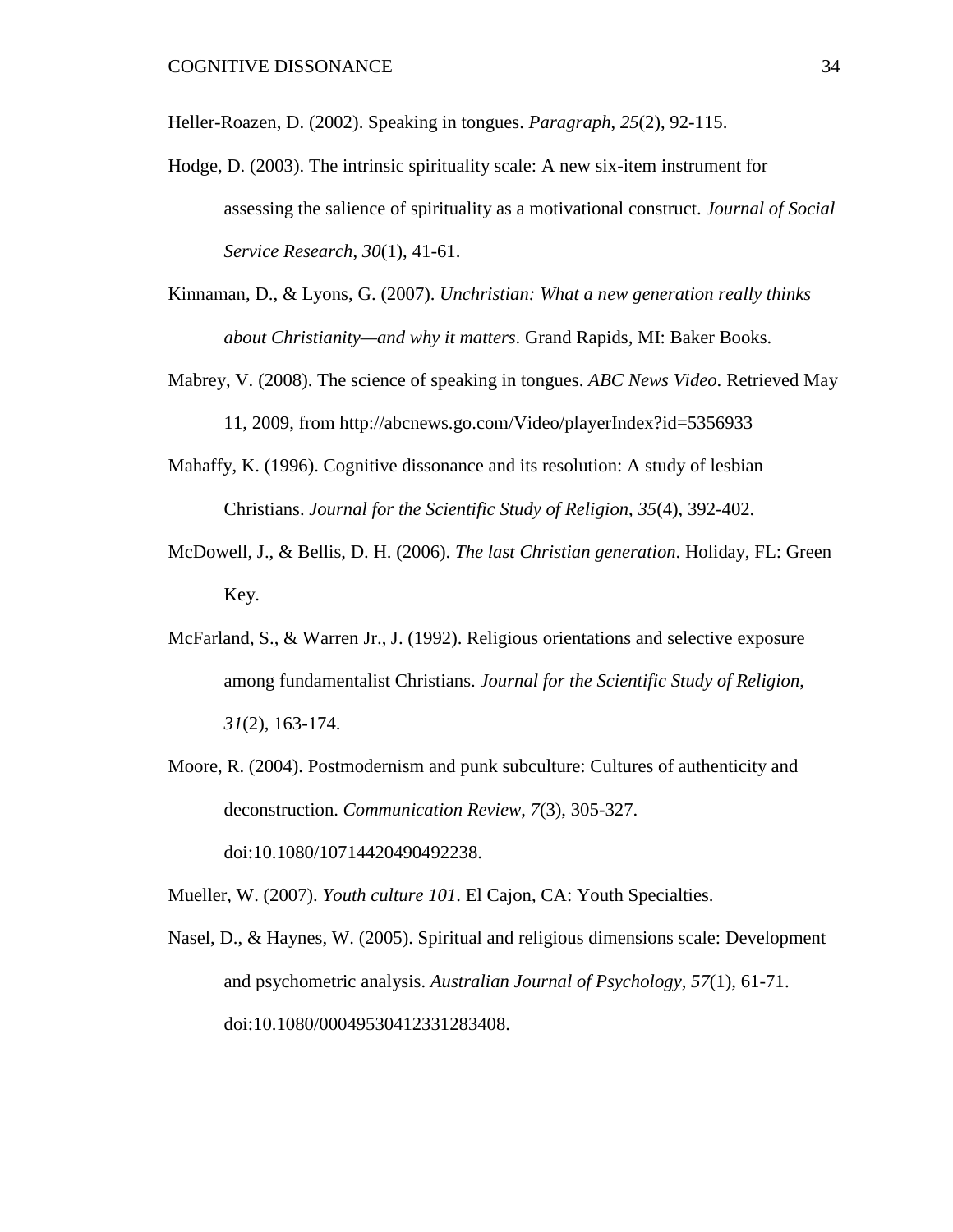Heller-Roazen, D. (2002). Speaking in tongues. *Paragraph*, *25*(2), 92-115.

Hodge, D. (2003). The intrinsic spirituality scale: A new six-item instrument for assessing the salience of spirituality as a motivational construct. *Journal of Social Service Research*, *30*(1), 41-61.

Kinnaman, D., & Lyons, G. (2007). *Unchristian: What a new generation really thinks about Christianity—and why it matters*. Grand Rapids, MI: Baker Books.

Mabrey, V. (2008). The science of speaking in tongues. *ABC News Video*. Retrieved May 11, 2009, from http://abcnews.go.com/Video/playerIndex?id=5356933

Mahaffy, K. (1996). Cognitive dissonance and its resolution: A study of lesbian Christians. *Journal for the Scientific Study of Religion*, *35*(4), 392-402.

McDowell, J., & Bellis, D. H. (2006). *The last Christian generation*. Holiday, FL: Green Key.

McFarland, S., & Warren Jr., J. (1992). Religious orientations and selective exposure among fundamentalist Christians. *Journal for the Scientific Study of Religion*, *31*(2), 163-174.

Moore, R. (2004). Postmodernism and punk subculture: Cultures of authenticity and deconstruction. *Communication Review*, *7*(3), 305-327. doi:10.1080/10714420490492238.

Mueller, W. (2007). *Youth culture 101*. El Cajon, CA: Youth Specialties.

Nasel, D., & Haynes, W. (2005). Spiritual and religious dimensions scale: Development and psychometric analysis. *Australian Journal of Psychology*, *57*(1), 61-71. doi:10.1080/00049530412331283408.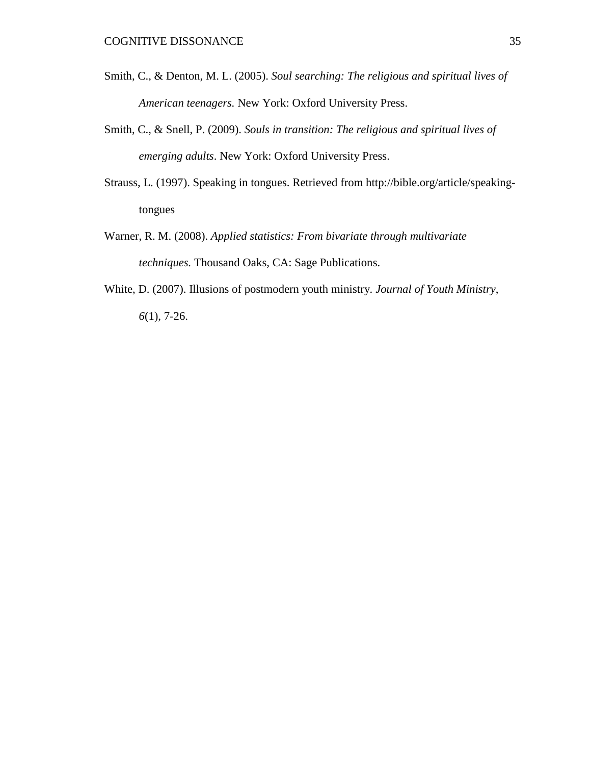Smith, C., & Denton, M. L. (2005). *Soul searching: The religious and spiritual lives of American teenagers.* New York: Oxford University Press.

Smith, C., & Snell, P. (2009). *Souls in transition: The religious and spiritual lives of emerging adults*. New York: Oxford University Press.

Strauss, L. (1997). Speaking in tongues. Retrieved from http://bible.org/article/speaking-tongues

Warner, R. M. (2008). *Applied statistics: From bivariate through multivariate techniques.* Thousand Oaks, CA: Sage Publications.

White, D. (2007). Illusions of postmodern youth ministry. *Journal of Youth Ministry*, *6*(1), 7-26.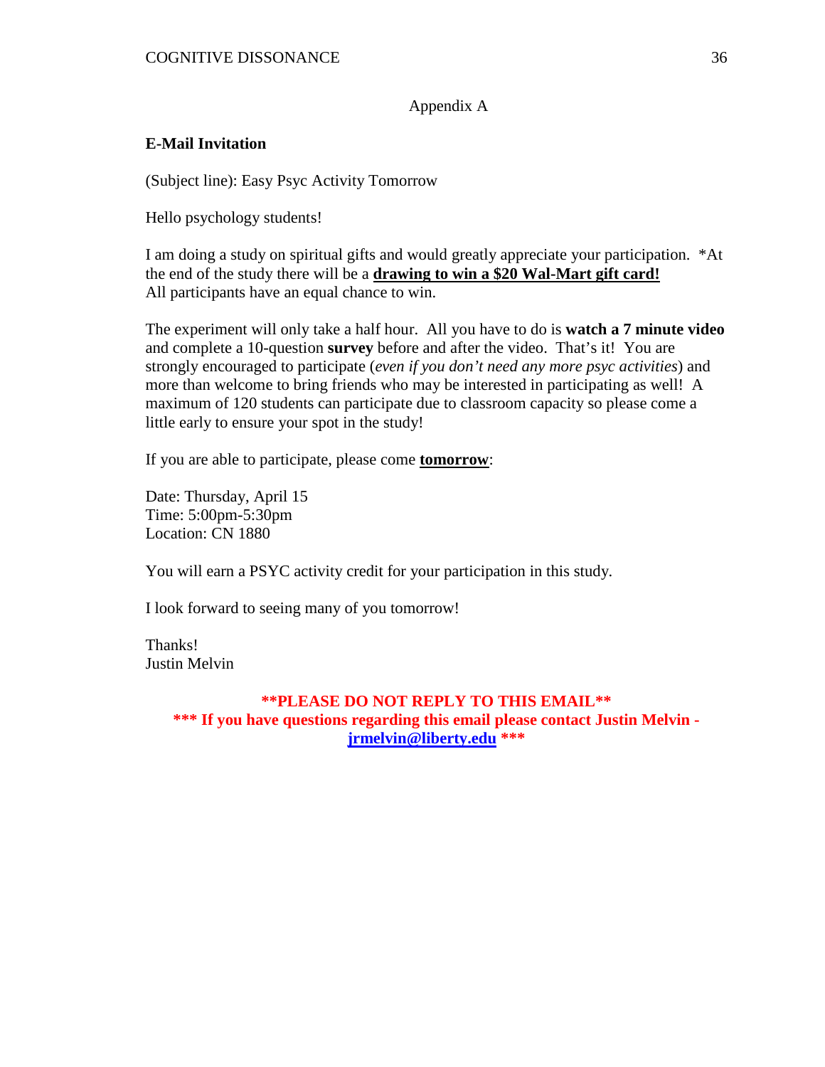Appendix A

**E-Mail Invitation**

(Subject line): Easy Psyc Activity Tomorrow

Hello psychology students!

I am doing a study on spiritual gifts and would greatly appreciate your participation. *At the end of the study there will be a **drawing to win a $20 Wal-Mart gift card!** All participants have an equal chance to win.

The experiment will only take a half hour. All you have to do is **watch a 7 minute video** and complete a 10-question **survey** before and after the video. That's it! You are strongly encouraged to participate (*even if you don't need any more psyc activities*) and more than welcome to bring friends who may be interested in participating as well! A maximum of 120 students can participate due to classroom capacity so please come a little early to ensure your spot in the study!

If you are able to participate, please come **tomorrow**:

Date: Thursday, April 15
Time: 5:00pm-5:30pm
Location: CN 1880

You will earn a PSYC activity credit for your participation in this study.

I look forward to seeing many of you tomorrow!

Thanks!
Justin Melvin

**\*\*PLEASE DO NOT REPLY TO THIS EMAIL\*\***
**\*\*\* If you have questions regarding this email please contact Justin Melvin - jrmelvin@liberty.edu \*\*\***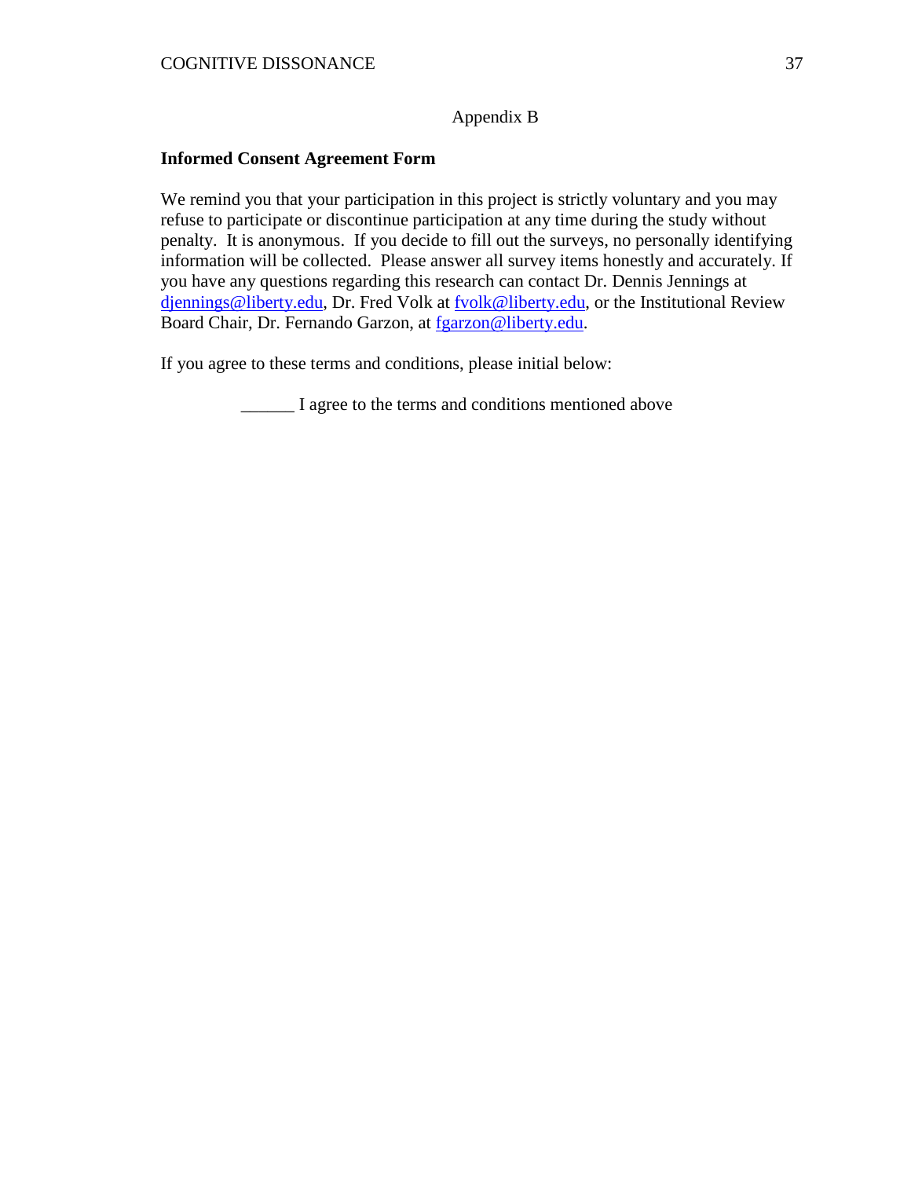Appendix B

**Informed Consent Agreement Form**

We remind you that your participation in this project is strictly voluntary and you may refuse to participate or discontinue participation at any time during the study without penalty. It is anonymous. If you decide to fill out the surveys, no personally identifying information will be collected. Please answer all survey items honestly and accurately. If you have any questions regarding this research can contact Dr. Dennis Jennings at djennings@liberty.edu, Dr. Fred Volk at fvolk@liberty.edu, or the Institutional Review Board Chair, Dr. Fernando Garzon, at fgarzon@liberty.edu.

If you agree to these terms and conditions, please initial below:

______ I agree to the terms and conditions mentioned above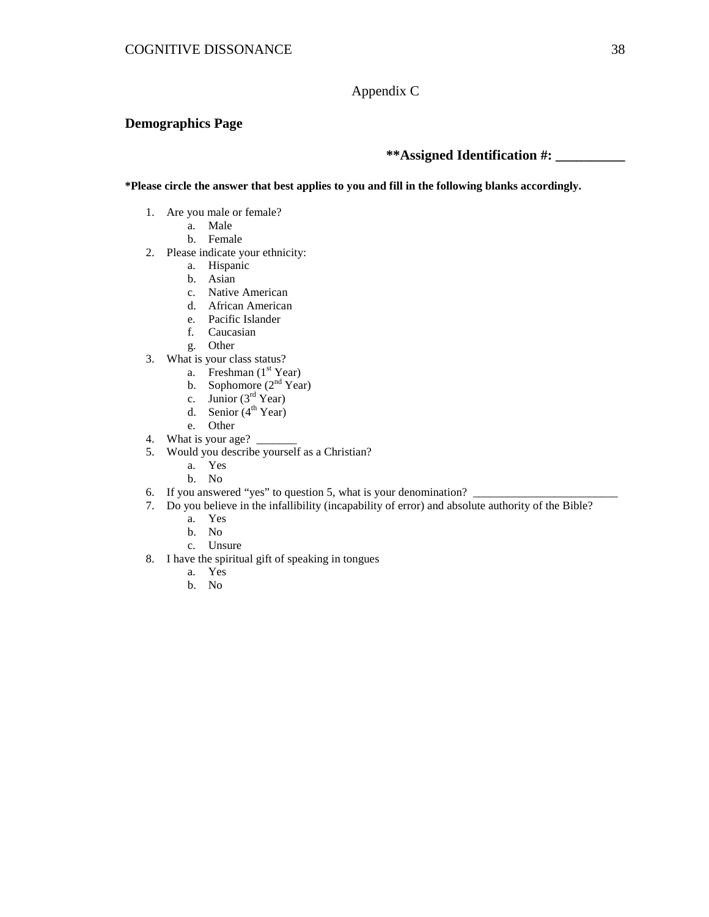# Appendix C

## Demographics Page

**\*\*Assigned Identification #: __________**

**\*Please circle the answer that best applies to you and fill in the following blanks accordingly.**

1. Are you male or female?
   a. Male
   b. Female
2. Please indicate your ethnicity:
   a. Hispanic
   b. Asian
   c. Native American
   d. African American
   e. Pacific Islander
   f. Caucasian
   g. Other
3. What is your class status?
   a. Freshman (1st Year)
   b. Sophomore (2nd Year)
   c. Junior (3rd Year)
   d. Senior (4th Year)
   e. Other
4. What is your age? _______
5. Would you describe yourself as a Christian?
   a. Yes
   b. No
6. If you answered "yes" to question 5, what is your denomination? ________________________
7. Do you believe in the infallibility (incapability of error) and absolute authority of the Bible?
   a. Yes
   b. No
   c. Unsure
8. I have the spiritual gift of speaking in tongues
   a. Yes
   b. No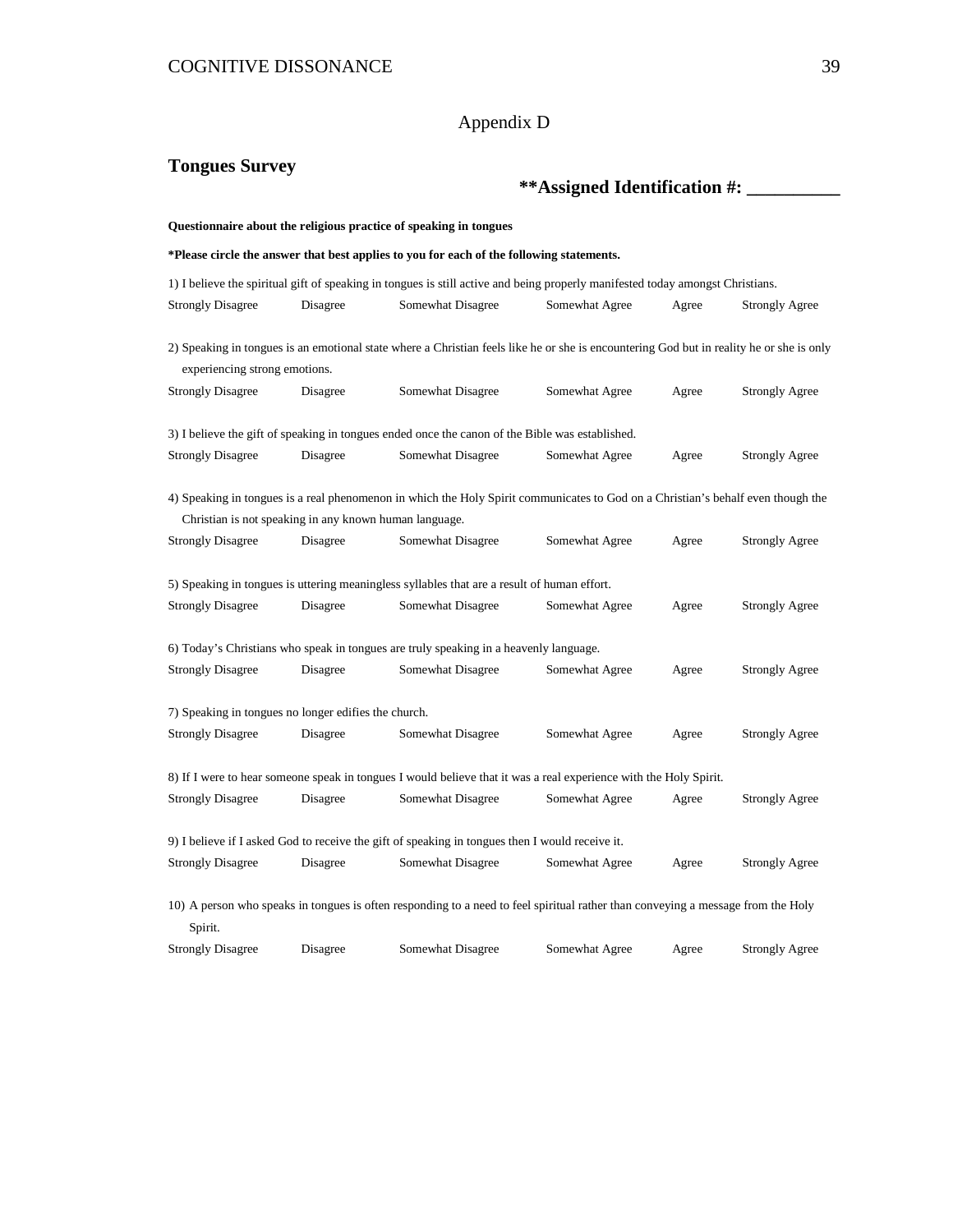# Appendix D

## Tongues Survey

**\*\*Assigned Identification #: __________**

**Questionnaire about the religious practice of speaking in tongues**

**\*Please circle the answer that best applies to you for each of the following statements.**

1) I believe the spiritual gift of speaking in tongues is still active and being properly manifested today amongst Christians.

Strongly Disagree  Disagree  Somewhat Disagree  Somewhat Agree  Agree  Strongly Agree

2) Speaking in tongues is an emotional state where a Christian feels like he or she is encountering God but in reality he or she is only experiencing strong emotions.

Strongly Disagree  Disagree  Somewhat Disagree  Somewhat Agree  Agree  Strongly Agree

3) I believe the gift of speaking in tongues ended once the canon of the Bible was established.

Strongly Disagree  Disagree  Somewhat Disagree  Somewhat Agree  Agree  Strongly Agree

4) Speaking in tongues is a real phenomenon in which the Holy Spirit communicates to God on a Christian's behalf even though the Christian is not speaking in any known human language.

Strongly Disagree  Disagree  Somewhat Disagree  Somewhat Agree  Agree  Strongly Agree

5) Speaking in tongues is uttering meaningless syllables that are a result of human effort.

Strongly Disagree  Disagree  Somewhat Disagree  Somewhat Agree  Agree  Strongly Agree

6) Today's Christians who speak in tongues are truly speaking in a heavenly language.

Strongly Disagree  Disagree  Somewhat Disagree  Somewhat Agree  Agree  Strongly Agree

7) Speaking in tongues no longer edifies the church.

Strongly Disagree  Disagree  Somewhat Disagree  Somewhat Agree  Agree  Strongly Agree

8) If I were to hear someone speak in tongues I would believe that it was a real experience with the Holy Spirit.

Strongly Disagree  Disagree  Somewhat Disagree  Somewhat Agree  Agree  Strongly Agree

9) I believe if I asked God to receive the gift of speaking in tongues then I would receive it.

Strongly Disagree  Disagree  Somewhat Disagree  Somewhat Agree  Agree  Strongly Agree

10) A person who speaks in tongues is often responding to a need to feel spiritual rather than conveying a message from the Holy Spirit.

Strongly Disagree  Disagree  Somewhat Disagree  Somewhat Agree  Agree  Strongly Agree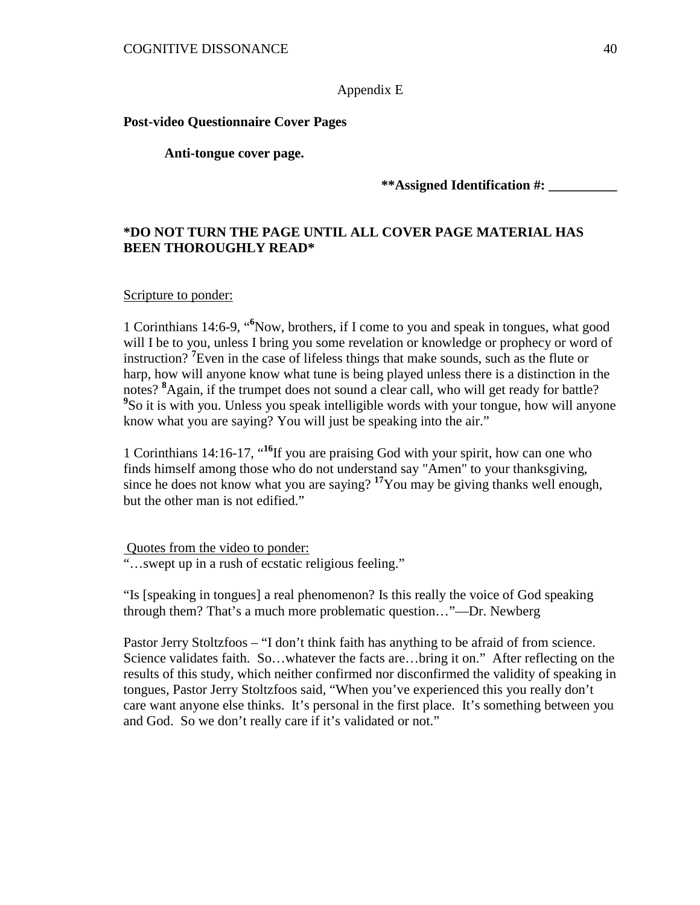Appendix E

**Post-video Questionnaire Cover Pages**

**Anti-tongue cover page.**

**\*\*Assigned Identification #: __________**

**\*DO NOT TURN THE PAGE UNTIL ALL COVER PAGE MATERIAL HAS BEEN THOROUGHLY READ\***

Scripture to ponder:

1 Corinthians 14:6-9, "**6**Now, brothers, if I come to you and speak in tongues, what good will I be to you, unless I bring you some revelation or knowledge or prophecy or word of instruction? **7**Even in the case of lifeless things that make sounds, such as the flute or harp, how will anyone know what tune is being played unless there is a distinction in the notes? **8**Again, if the trumpet does not sound a clear call, who will get ready for battle? **9**So it is with you. Unless you speak intelligible words with your tongue, how will anyone know what you are saying? You will just be speaking into the air."

1 Corinthians 14:16-17, "**16**If you are praising God with your spirit, how can one who finds himself among those who do not understand say "Amen" to your thanksgiving, since he does not know what you are saying? **17**You may be giving thanks well enough, but the other man is not edified."

Quotes from the video to ponder:

"…swept up in a rush of ecstatic religious feeling."

"Is [speaking in tongues] a real phenomenon? Is this really the voice of God speaking through them? That's a much more problematic question…"—Dr. Newberg

Pastor Jerry Stoltzfoos – "I don't think faith has anything to be afraid of from science. Science validates faith. So…whatever the facts are…bring it on." After reflecting on the results of this study, which neither confirmed nor disconfirmed the validity of speaking in tongues, Pastor Jerry Stoltzfoos said, "When you've experienced this you really don't care want anyone else thinks. It's personal in the first place. It's something between you and God. So we don't really care if it's validated or not."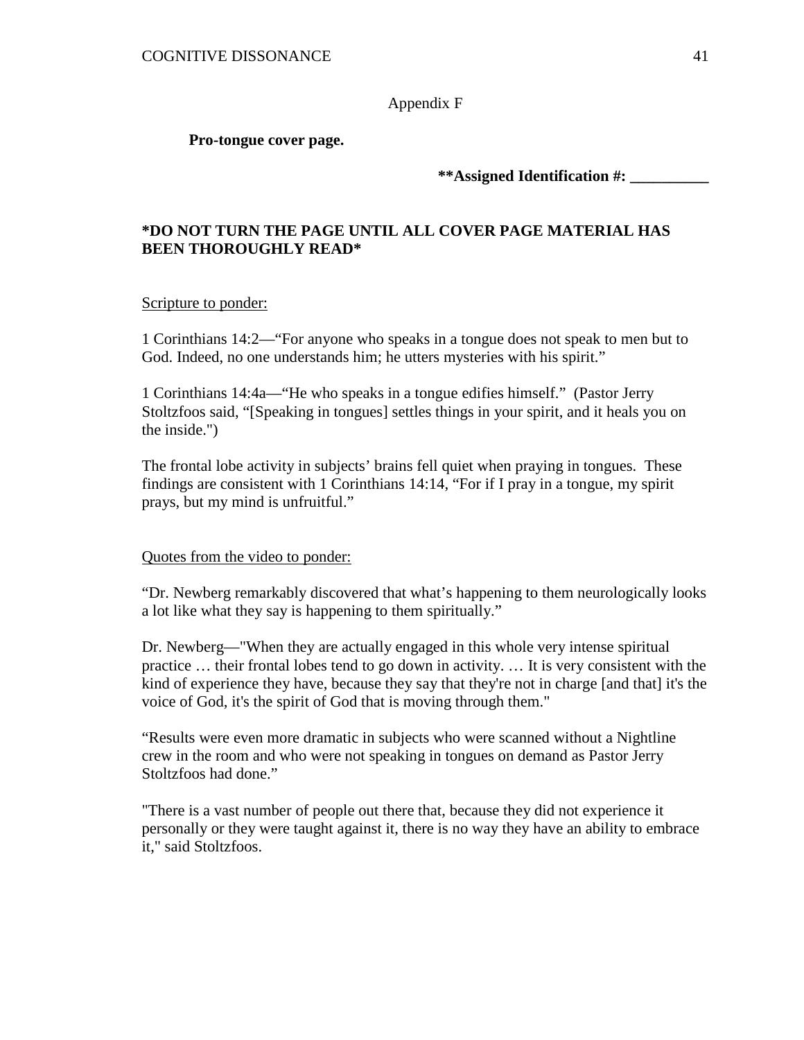Appendix F

**Pro-tongue cover page.**

**\*\*Assigned Identification #: __________**

**\*DO NOT TURN THE PAGE UNTIL ALL COVER PAGE MATERIAL HAS BEEN THOROUGHLY READ\***

Scripture to ponder:

1 Corinthians 14:2—“For anyone who speaks in a tongue does not speak to men but to God. Indeed, no one understands him; he utters mysteries with his spirit.”

1 Corinthians 14:4a—“He who speaks in a tongue edifies himself.” (Pastor Jerry Stoltzfoos said, “[Speaking in tongues] settles things in your spirit, and it heals you on the inside.")

The frontal lobe activity in subjects’ brains fell quiet when praying in tongues. These findings are consistent with 1 Corinthians 14:14, “For if I pray in a tongue, my spirit prays, but my mind is unfruitful.”

Quotes from the video to ponder:

“Dr. Newberg remarkably discovered that what’s happening to them neurologically looks a lot like what they say is happening to them spiritually.”

Dr. Newberg—"When they are actually engaged in this whole very intense spiritual practice … their frontal lobes tend to go down in activity. … It is very consistent with the kind of experience they have, because they say that they're not in charge [and that] it's the voice of God, it's the spirit of God that is moving through them."

“Results were even more dramatic in subjects who were scanned without a Nightline crew in the room and who were not speaking in tongues on demand as Pastor Jerry Stoltzfoos had done.”

"There is a vast number of people out there that, because they did not experience it personally or they were taught against it, there is no way they have an ability to embrace it," said Stoltzfoos.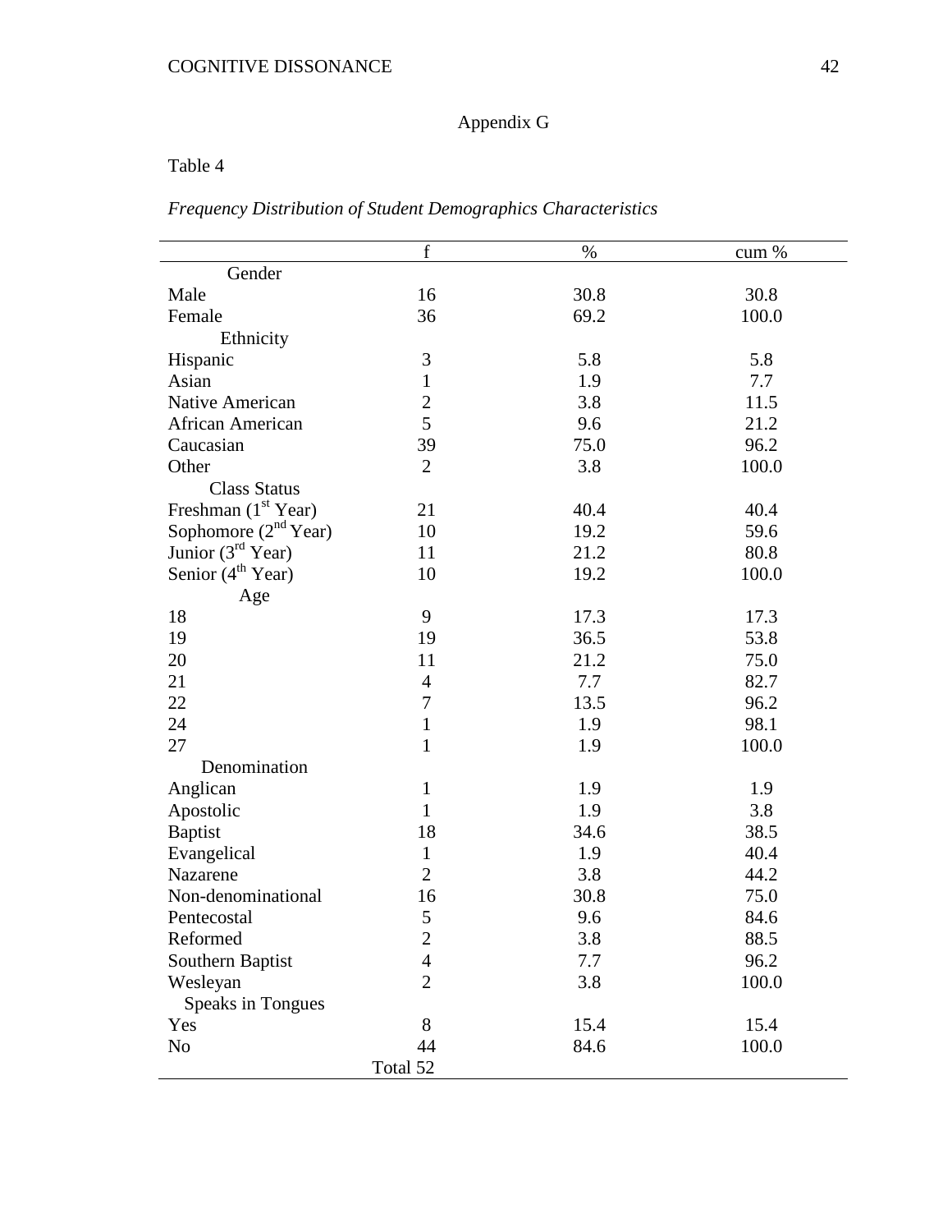Appendix G

Table 4

*Frequency Distribution of Student Demographics Characteristics*

| | f | % | cum % |
|---|---|---|---|
| Gender | | | |
| Male | 16 | 30.8 | 30.8 |
| Female | 36 | 69.2 | 100.0 |
| Ethnicity | | | |
| Hispanic | 3 | 5.8 | 5.8 |
| Asian | 1 | 1.9 | 7.7 |
| Native American | 2 | 3.8 | 11.5 |
| African American | 5 | 9.6 | 21.2 |
| Caucasian | 39 | 75.0 | 96.2 |
| Other | 2 | 3.8 | 100.0 |
| Class Status | | | |
| Freshman ($1^{st}$ Year) | 21 | 40.4 | 40.4 |
| Sophomore ($2^{nd}$ Year) | 10 | 19.2 | 59.6 |
| Junior ($3^{rd}$ Year) | 11 | 21.2 | 80.8 |
| Senior ($4^{th}$ Year) | 10 | 19.2 | 100.0 |
| Age | | | |
| 18 | 9 | 17.3 | 17.3 |
| 19 | 19 | 36.5 | 53.8 |
| 20 | 11 | 21.2 | 75.0 |
| 21 | 4 | 7.7 | 82.7 |
| 22 | 7 | 13.5 | 96.2 |
| 24 | 1 | 1.9 | 98.1 |
| 27 | 1 | 1.9 | 100.0 |
| Denomination | | | |
| Anglican | 1 | 1.9 | 1.9 |
| Apostolic | 1 | 1.9 | 3.8 |
| Baptist | 18 | 34.6 | 38.5 |
| Evangelical | 1 | 1.9 | 40.4 |
| Nazarene | 2 | 3.8 | 44.2 |
| Non-denominational | 16 | 30.8 | 75.0 |
| Pentecostal | 5 | 9.6 | 84.6 |
| Reformed | 2 | 3.8 | 88.5 |
| Southern Baptist | 4 | 7.7 | 96.2 |
| Wesleyan | 2 | 3.8 | 100.0 |
| Speaks in Tongues | | | |
| Yes | 8 | 15.4 | 15.4 |
| No | 44 | 84.6 | 100.0 |
| | Total 52 | | |